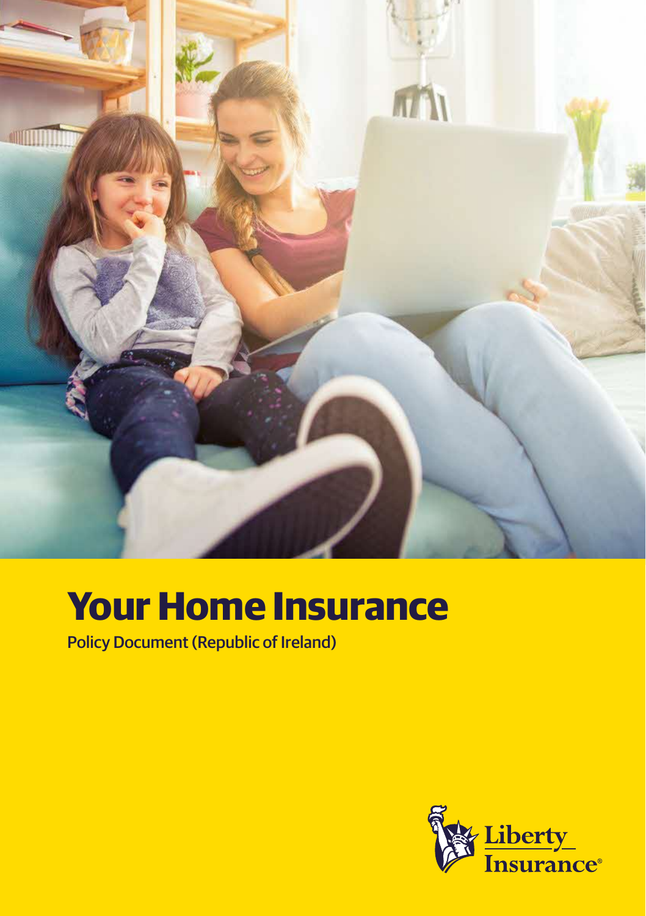# Your Home Insurance

Policy Document (Republic of Ireland)

Liberty Insurance®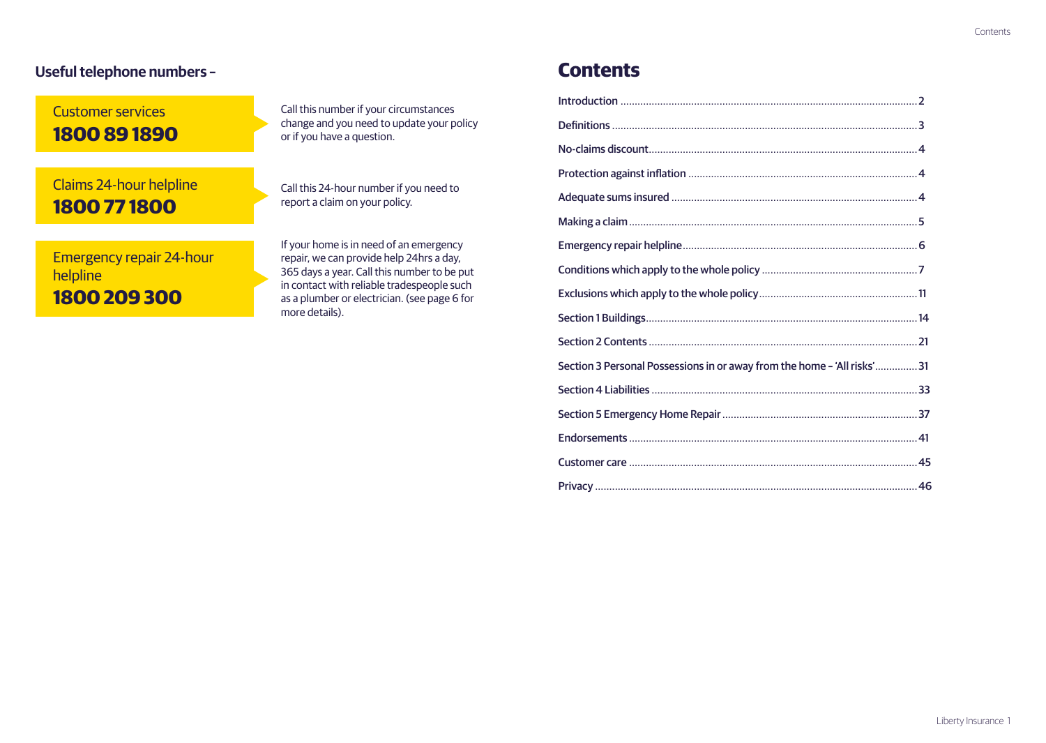## Useful telephone numbers –

**Customer services**
**1800 89 1890**

Call this number if your circumstances change and you need to update your policy or if you have a question.

**Claims 24-hour helpline**
**1800 77 1800**

Call this 24-hour number if you need to report a claim on your policy.

**Emergency repair 24-hour helpline**
**1800 209 300**

If your home is in need of an emergency repair, we can provide help 24hrs a day, 365 days a year. Call this number to be put in contact with reliable tradespeople such as a plumber or electrician. (see page 6 for more details).

# Contents

| | |
|---|---|
| Introduction | 2 |
| Definitions | 3 |
| No-claims discount | 4 |
| Protection against inflation | 4 |
| Adequate sums insured | 4 |
| Making a claim | 5 |
| Emergency repair helpline | 6 |
| Conditions which apply to the whole policy | 7 |
| Exclusions which apply to the whole policy | 11 |
| Section 1 Buildings | 14 |
| Section 2 Contents | 21 |
| Section 3 Personal Possessions in or away from the home – 'All risks' | 31 |
| Section 4 Liabilities | 33 |
| Section 5 Emergency Home Repair | 37 |
| Endorsements | 41 |
| Customer care | 45 |
| Privacy | 46 |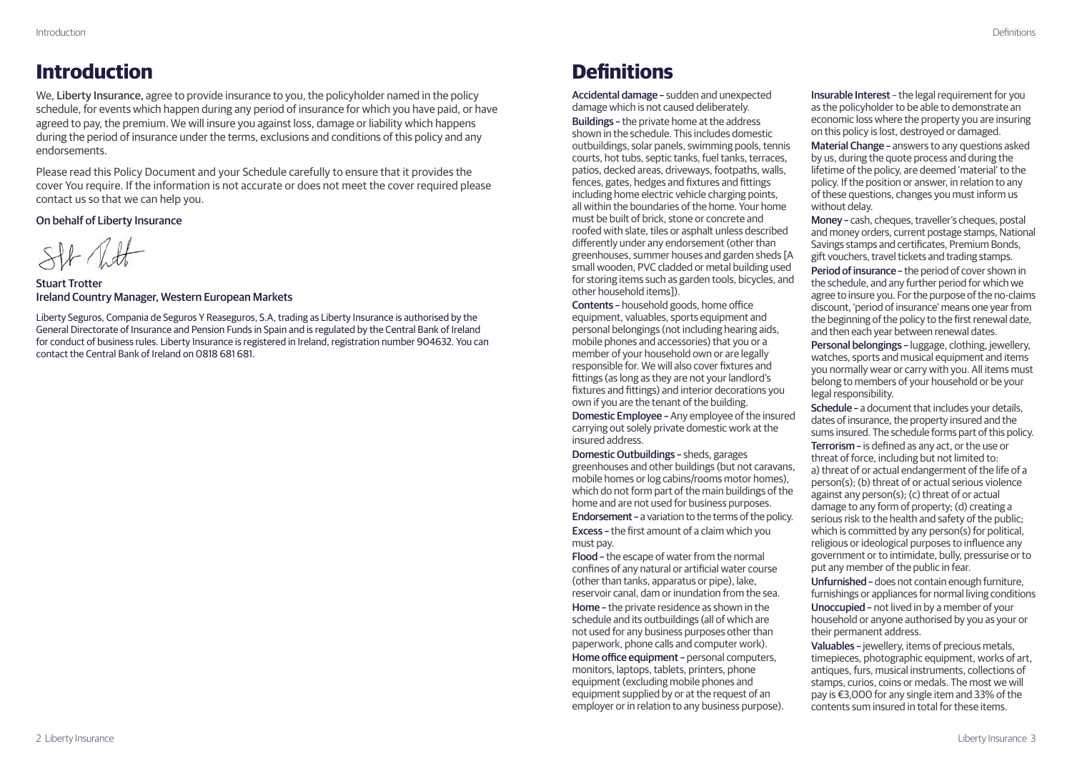# Introduction

We, **Liberty Insurance**, agree to provide insurance to you, the policyholder named in the policy schedule, for events which happen during any period of insurance for which you have paid, or have agreed to pay, the premium. We will insure you against loss, damage or liability which happens during the period of insurance under the terms, exclusions and conditions of this policy and any endorsements.

Please read this Policy Document and your Schedule carefully to ensure that it provides the cover You require. If the information is not accurate or does not meet the cover required please contact us so that we can help you.

**On behalf of Liberty Insurance**

**Stuart Trotter**
**Ireland Country Manager, Western European Markets**

Liberty Seguros, Compania de Seguros Y Reaseguros, S.A, trading as Liberty Insurance is authorised by the General Directorate of Insurance and Pension Funds in Spain and is regulated by the Central Bank of Ireland for conduct of business rules. Liberty Insurance is registered in Ireland, registration number 904632. You can contact the Central Bank of Ireland on 0818 681 681.

# Definitions

**Accidental damage –** sudden and unexpected damage which is not caused deliberately.

**Buildings –** the private home at the address shown in the schedule. This includes domestic outbuildings, solar panels, swimming pools, tennis courts, hot tubs, septic tanks, fuel tanks, terraces, patios, decked areas, driveways, footpaths, walls, fences, gates, hedges and fixtures and fittings including home electric vehicle charging points, all within the boundaries of the home. Your home must be built of brick, stone or concrete and roofed with slate, tiles or asphalt unless described differently under any endorsement (other than greenhouses, summer houses and garden sheds [A small wooden, PVC cladded or metal building used for storing items such as garden tools, bicycles, and other household items]).

**Contents –** household goods, home office equipment, valuables, sports equipment and personal belongings (not including hearing aids, mobile phones and accessories) that you or a member of your household own or are legally responsible for. We will also cover fixtures and fittings (as long as they are not your landlord's fixtures and fittings) and interior decorations you own if you are the tenant of the building.

**Domestic Employee –** Any employee of the insured carrying out solely private domestic work at the insured address.

**Domestic Outbuildings –** sheds, garages greenhouses and other buildings (but not caravans, mobile homes or log cabins/rooms motor homes), which do not form part of the main buildings of the home and are not used for business purposes.

**Endorsement –** a variation to the terms of the policy.

**Excess –** the first amount of a claim which you must pay.

**Flood –** the escape of water from the normal confines of any natural or artificial water course (other than tanks, apparatus or pipe), lake, reservoir canal, dam or inundation from the sea.

**Home –** the private residence as shown in the schedule and its outbuildings (all of which are not used for any business purposes other than paperwork, phone calls and computer work).

**Home office equipment –** personal computers, monitors, laptops, tablets, printers, phone equipment (excluding mobile phones and equipment supplied by or at the request of an employer or in relation to any business purpose).

**Insurable Interest** – the legal requirement for you as the policyholder to be able to demonstrate an economic loss where the property you are insuring on this policy is lost, destroyed or damaged.

**Material Change –** answers to any questions asked by us, during the quote process and during the lifetime of the policy, are deemed 'material' to the policy. If the position or answer, in relation to any of these questions, changes you must inform us without delay.

**Money –** cash, cheques, traveller's cheques, postal and money orders, current postage stamps, National Savings stamps and certificates, Premium Bonds, gift vouchers, travel tickets and trading stamps.

**Period of insurance –** the period of cover shown in the schedule, and any further period for which we agree to insure you. For the purpose of the no-claims discount, 'period of insurance' means one year from the beginning of the policy to the first renewal date, and then each year between renewal dates.

**Personal belongings –** luggage, clothing, jewellery, watches, sports and musical equipment and items you normally wear or carry with you. All items must belong to members of your household or be your legal responsibility.

**Schedule –** a document that includes your details, dates of insurance, the property insured and the sums insured. The schedule forms part of this policy.

**Terrorism –** is defined as any act, or the use or threat of force, including but not limited to: a) threat of or actual endangerment of the life of a person(s); (b) threat of or actual serious violence against any person(s); (c) threat of or actual damage to any form of property; (d) creating a serious risk to the health and safety of the public; which is committed by any person(s) for political, religious or ideological purposes to influence any government or to intimidate, bully, pressurise or to put any member of the public in fear.

**Unfurnished –** does not contain enough furniture, furnishings or appliances for normal living conditions

**Unoccupied –** not lived in by a member of your household or anyone authorised by you as your or their permanent address.

**Valuables –** jewellery, items of precious metals, timepieces, photographic equipment, works of art, antiques, furs, musical instruments, collections of stamps, curios, coins or medals. The most we will pay is €3,000 for any single item and 33% of the contents sum insured in total for these items.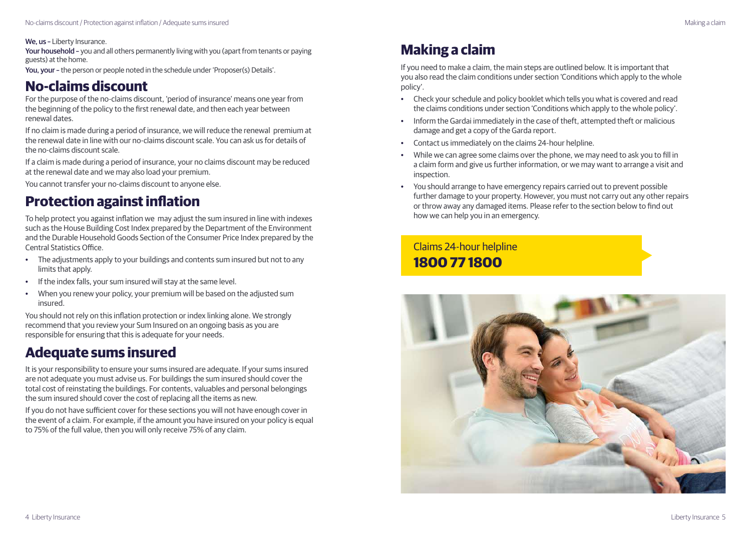**We, us** – Liberty Insurance.

**Your household** – you and all others permanently living with you (apart from tenants or paying guests) at the home.

**You, your** – the person or people noted in the schedule under 'Proposer(s) Details'.

## No-claims discount

For the purpose of the no-claims discount, 'period of insurance' means one year from the beginning of the policy to the first renewal date, and then each year between renewal dates.

If no claim is made during a period of insurance, we will reduce the renewal premium at the renewal date in line with our no-claims discount scale. You can ask us for details of the no-claims discount scale.

If a claim is made during a period of insurance, your no claims discount may be reduced at the renewal date and we may also load your premium.

You cannot transfer your no-claims discount to anyone else.

## Protection against inflation

To help protect you against inflation we may adjust the sum insured in line with indexes such as the House Building Cost Index prepared by the Department of the Environment and the Durable Household Goods Section of the Consumer Price Index prepared by the Central Statistics Office.

- The adjustments apply to your buildings and contents sum insured but not to any limits that apply.
- If the index falls, your sum insured will stay at the same level.
- When you renew your policy, your premium will be based on the adjusted sum insured.

You should not rely on this inflation protection or index linking alone. We strongly recommend that you review your Sum Insured on an ongoing basis as you are responsible for ensuring that this is adequate for your needs.

## Adequate sums insured

It is your responsibility to ensure your sums insured are adequate. If your sums insured are not adequate you must advise us. For buildings the sum insured should cover the total cost of reinstating the buildings. For contents, valuables and personal belongings the sum insured should cover the cost of replacing all the items as new.

If you do not have sufficient cover for these sections you will not have enough cover in the event of a claim. For example, if the amount you have insured on your policy is equal to 75% of the full value, then you will only receive 75% of any claim.

## Making a claim

If you need to make a claim, the main steps are outlined below. It is important that you also read the claim conditions under section 'Conditions which apply to the whole policy'.

- Check your schedule and policy booklet which tells you what is covered and read the claims conditions under section 'Conditions which apply to the whole policy'.
- Inform the Gardai immediately in the case of theft, attempted theft or malicious damage and get a copy of the Garda report.
- Contact us immediately on the claims 24-hour helpline.
- While we can agree some claims over the phone, we may need to ask you to fill in a claim form and give us further information, or we may want to arrange a visit and inspection.
- You should arrange to have emergency repairs carried out to prevent possible further damage to your property. However, you must not carry out any other repairs or throw away any damaged items. Please refer to the section below to find out how we can help you in an emergency.

Claims 24-hour helpline
**1800 77 1800**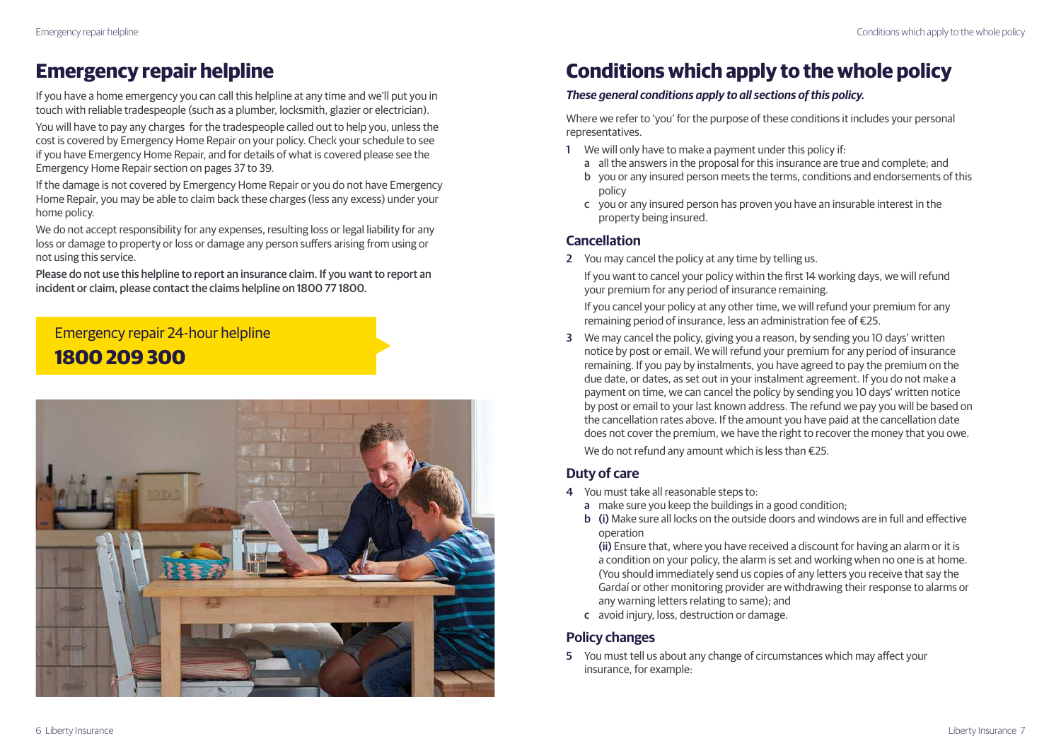# Emergency repair helpline

If you have a home emergency you can call this helpline at any time and we'll put you in touch with reliable tradespeople (such as a plumber, locksmith, glazier or electrician).

You will have to pay any charges for the tradespeople called out to help you, unless the cost is covered by Emergency Home Repair on your policy. Check your schedule to see if you have Emergency Home Repair, and for details of what is covered please see the Emergency Home Repair section on pages 37 to 39.

If the damage is not covered by Emergency Home Repair or you do not have Emergency Home Repair, you may be able to claim back these charges (less any excess) under your home policy.

We do not accept responsibility for any expenses, resulting loss or legal liability for any loss or damage to property or loss or damage any person suffers arising from using or not using this service.

**Please do not use this helpline to report an insurance claim. If you want to report an incident or claim, please contact the claims helpline on 1800 77 1800.**

Emergency repair 24-hour helpline
**1800 209 300**

# Conditions which apply to the whole policy

***These general conditions apply to all sections of this policy.***

Where we refer to 'you' for the purpose of these conditions it includes your personal representatives.

1. We will only have to make a payment under this policy if:
   - a all the answers in the proposal for this insurance are true and complete; and
   - b you or any insured person meets the terms, conditions and endorsements of this policy
   - c you or any insured person has proven you have an insurable interest in the property being insured.

## Cancellation

2. You may cancel the policy at any time by telling us.

   If you want to cancel your policy within the first 14 working days, we will refund your premium for any period of insurance remaining.

   If you cancel your policy at any other time, we will refund your premium for any remaining period of insurance, less an administration fee of €25.

3. We may cancel the policy, giving you a reason, by sending you 10 days' written notice by post or email. We will refund your premium for any period of insurance remaining. If you pay by instalments, you have agreed to pay the premium on the due date, or dates, as set out in your instalment agreement. If you do not make a payment on time, we can cancel the policy by sending you 10 days' written notice by post or email to your last known address. The refund we pay you will be based on the cancellation rates above. If the amount you have paid at the cancellation date does not cover the premium, we have the right to recover the money that you owe.

   We do not refund any amount which is less than €25.

## Duty of care

4. You must take all reasonable steps to:
   - a make sure you keep the buildings in a good condition;
   - b **(i)** Make sure all locks on the outside doors and windows are in full and effective operation

     **(ii)** Ensure that, where you have received a discount for having an alarm or it is a condition on your policy, the alarm is set and working when no one is at home. (You should immediately send us copies of any letters you receive that say the Gardaí or other monitoring provider are withdrawing their response to alarms or any warning letters relating to same); and
   - c avoid injury, loss, destruction or damage.

## Policy changes

5. You must tell us about any change of circumstances which may affect your insurance, for example: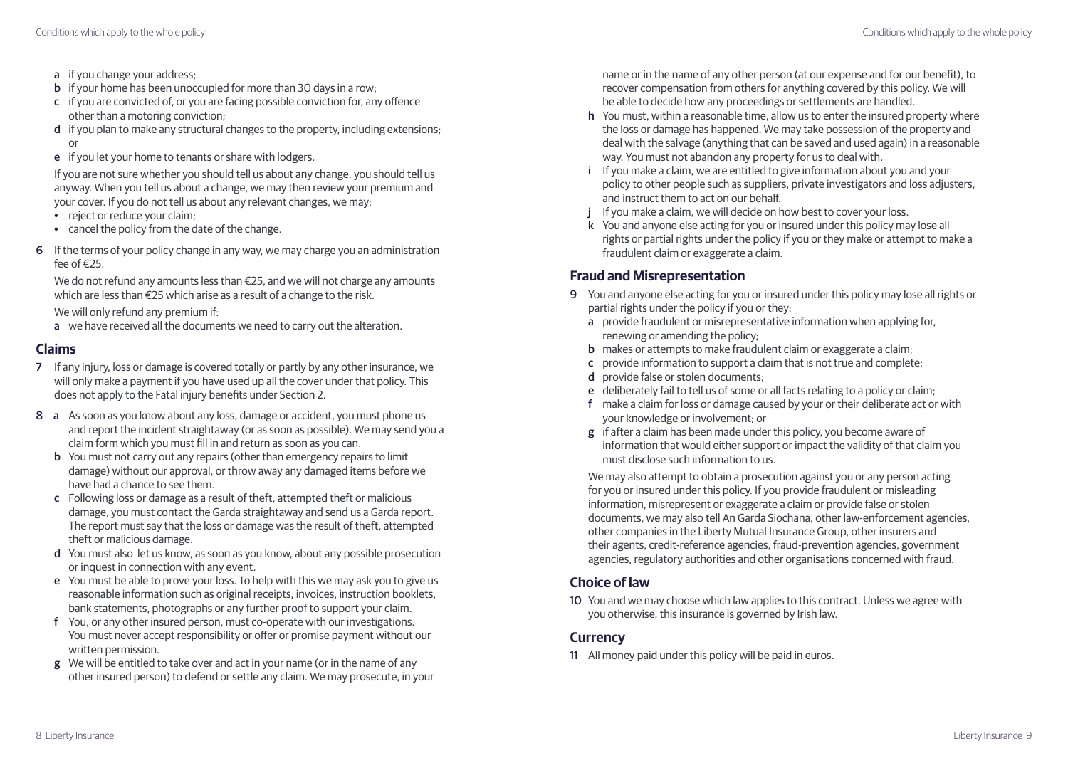- a if you change your address;
- b if your home has been unoccupied for more than 30 days in a row;
- c if you are convicted of, or you are facing possible conviction for, any offence other than a motoring conviction;
- d if you plan to make any structural changes to the property, including extensions; or
- e if you let your home to tenants or share with lodgers.

If you are not sure whether you should tell us about any change, you should tell us anyway. When you tell us about a change, we may then review your premium and your cover. If you do not tell us about any relevant changes, we may:

- reject or reduce your claim;
- cancel the policy from the date of the change.

6 If the terms of your policy change in any way, we may charge you an administration fee of €25.

We do not refund any amounts less than €25, and we will not charge any amounts which are less than €25 which arise as a result of a change to the risk.

We will only refund any premium if:

- a we have received all the documents we need to carry out the alteration.

## Claims

7 If any injury, loss or damage is covered totally or partly by any other insurance, we will only make a payment if you have used up all the cover under that policy. This does not apply to the Fatal injury benefits under Section 2.

8
- a As soon as you know about any loss, damage or accident, you must phone us and report the incident straightaway (or as soon as possible). We may send you a claim form which you must fill in and return as soon as you can.
- b You must not carry out any repairs (other than emergency repairs to limit damage) without our approval, or throw away any damaged items before we have had a chance to see them.
- c Following loss or damage as a result of theft, attempted theft or malicious damage, you must contact the Garda straightaway and send us a Garda report. The report must say that the loss or damage was the result of theft, attempted theft or malicious damage.
- d You must also let us know, as soon as you know, about any possible prosecution or inquest in connection with any event.
- e You must be able to prove your loss. To help with this we may ask you to give us reasonable information such as original receipts, invoices, instruction booklets, bank statements, photographs or any further proof to support your claim.
- f You, or any other insured person, must co-operate with our investigations. You must never accept responsibility or offer or promise payment without our written permission.
- g We will be entitled to take over and act in your name (or in the name of any other insured person) to defend or settle any claim. We may prosecute, in your name or in the name of any other person (at our expense and for our benefit), to recover compensation from others for anything covered by this policy. We will be able to decide how any proceedings or settlements are handled.
- h You must, within a reasonable time, allow us to enter the insured property where the loss or damage has happened. We may take possession of the property and deal with the salvage (anything that can be saved and used again) in a reasonable way. You must not abandon any property for us to deal with.
- i If you make a claim, we are entitled to give information about you and your policy to other people such as suppliers, private investigators and loss adjusters, and instruct them to act on our behalf.
- j If you make a claim, we will decide on how best to cover your loss.
- k You and anyone else acting for you or insured under this policy may lose all rights or partial rights under the policy if you or they make or attempt to make a fraudulent claim or exaggerate a claim.

## Fraud and Misrepresentation

9 You and anyone else acting for you or insured under this policy may lose all rights or partial rights under the policy if you or they:

- a provide fraudulent or misrepresentative information when applying for, renewing or amending the policy;
- b makes or attempts to make fraudulent claim or exaggerate a claim;
- c provide information to support a claim that is not true and complete;
- d provide false or stolen documents;
- e deliberately fail to tell us of some or all facts relating to a policy or claim;
- f make a claim for loss or damage caused by your or their deliberate act or with your knowledge or involvement; or
- g if after a claim has been made under this policy, you become aware of information that would either support or impact the validity of that claim you must disclose such information to us.

We may also attempt to obtain a prosecution against you or any person acting for you or insured under this policy. If you provide fraudulent or misleading information, misrepresent or exaggerate a claim or provide false or stolen documents, we may also tell An Garda Siochana, other law-enforcement agencies, other companies in the Liberty Mutual Insurance Group, other insurers and their agents, credit-reference agencies, fraud-prevention agencies, government agencies, regulatory authorities and other organisations concerned with fraud.

## Choice of law

10 You and we may choose which law applies to this contract. Unless we agree with you otherwise, this insurance is governed by Irish law.

## Currency

11 All money paid under this policy will be paid in euros.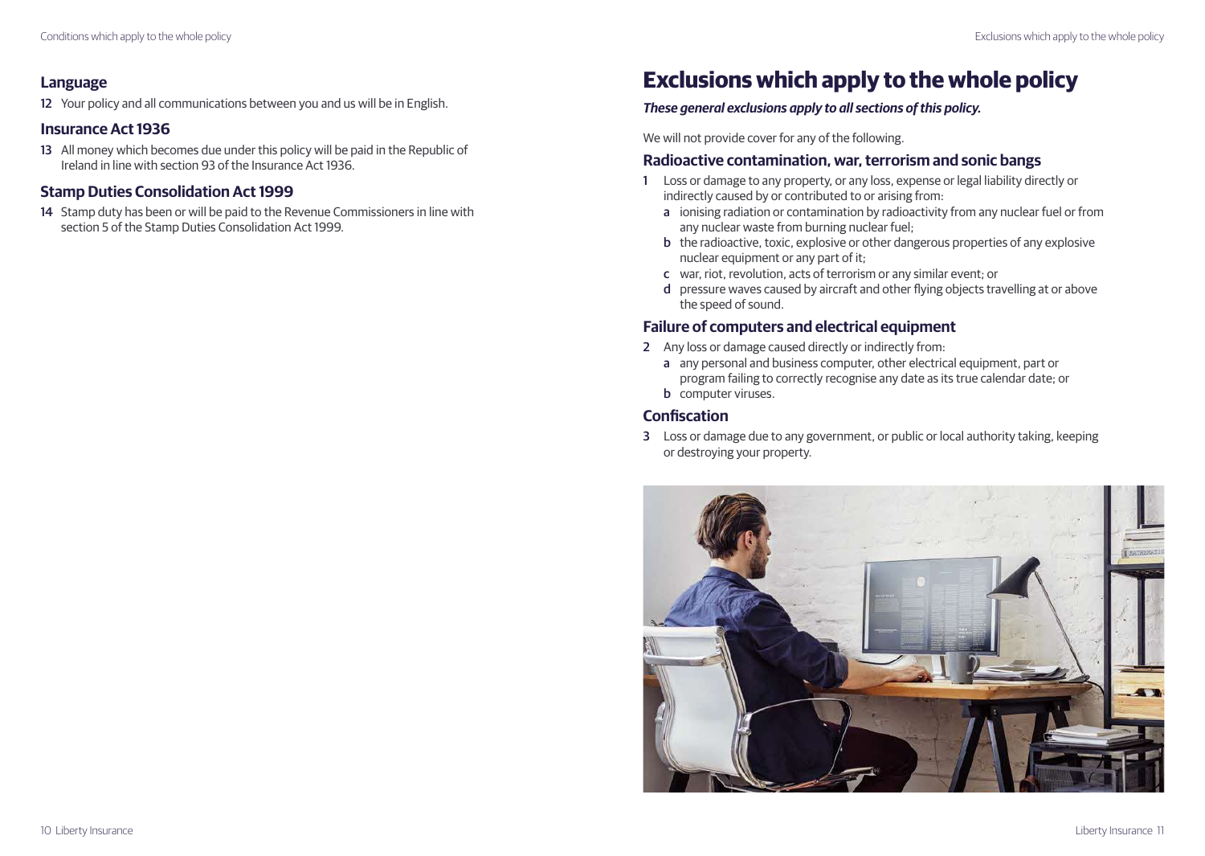### Language

12 Your policy and all communications between you and us will be in English.

### Insurance Act 1936

13 All money which becomes due under this policy will be paid in the Republic of Ireland in line with section 93 of the Insurance Act 1936.

### Stamp Duties Consolidation Act 1999

14 Stamp duty has been or will be paid to the Revenue Commissioners in line with section 5 of the Stamp Duties Consolidation Act 1999.

# Exclusions which apply to the whole policy

***These general exclusions apply to all sections of this policy.***

We will not provide cover for any of the following.

### Radioactive contamination, war, terrorism and sonic bangs

1 Loss or damage to any property, or any loss, expense or legal liability directly or indirectly caused by or contributed to or arising from:
  - a ionising radiation or contamination by radioactivity from any nuclear fuel or from any nuclear waste from burning nuclear fuel;
  - b the radioactive, toxic, explosive or other dangerous properties of any explosive nuclear equipment or any part of it;
  - c war, riot, revolution, acts of terrorism or any similar event; or
  - d pressure waves caused by aircraft and other flying objects travelling at or above the speed of sound.

### Failure of computers and electrical equipment

2 Any loss or damage caused directly or indirectly from:
  - a any personal and business computer, other electrical equipment, part or program failing to correctly recognise any date as its true calendar date; or
  - b computer viruses.

### Confiscation

3 Loss or damage due to any government, or public or local authority taking, keeping or destroying your property.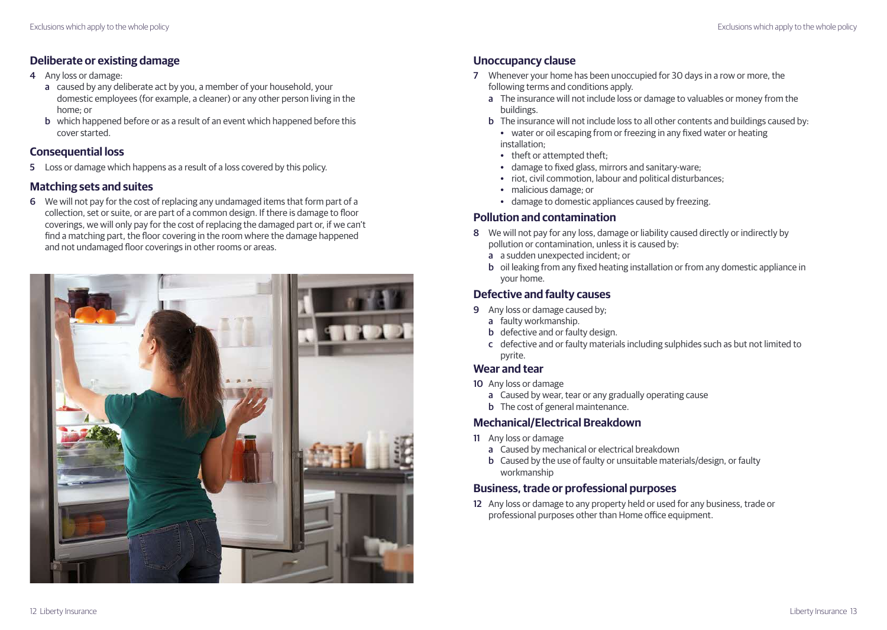### Deliberate or existing damage

4 Any loss or damage:
   a caused by any deliberate act by you, a member of your household, your domestic employees (for example, a cleaner) or any other person living in the home; or
   b which happened before or as a result of an event which happened before this cover started.

### Consequential loss

5 Loss or damage which happens as a result of a loss covered by this policy.

### Matching sets and suites

6 We will not pay for the cost of replacing any undamaged items that form part of a collection, set or suite, or are part of a common design. If there is damage to floor coverings, we will only pay for the cost of replacing the damaged part or, if we can't find a matching part, the floor covering in the room where the damage happened and not undamaged floor coverings in other rooms or areas.

### Unoccupancy clause

7 Whenever your home has been unoccupied for 30 days in a row or more, the following terms and conditions apply.
   a The insurance will not include loss or damage to valuables or money from the buildings.
   b The insurance will not include loss to all other contents and buildings caused by:
   - water or oil escaping from or freezing in any fixed water or heating installation;
   - theft or attempted theft;
   - damage to fixed glass, mirrors and sanitary-ware;
   - riot, civil commotion, labour and political disturbances;
   - malicious damage; or
   - damage to domestic appliances caused by freezing.

### Pollution and contamination

8 We will not pay for any loss, damage or liability caused directly or indirectly by pollution or contamination, unless it is caused by:
   a a sudden unexpected incident; or
   b oil leaking from any fixed heating installation or from any domestic appliance in your home.

### Defective and faulty causes

9 Any loss or damage caused by;
   a faulty workmanship.
   b defective and or faulty design.
   c defective and or faulty materials including sulphides such as but not limited to pyrite.

### Wear and tear

10 Any loss or damage
   a Caused by wear, tear or any gradually operating cause
   b The cost of general maintenance.

### Mechanical/Electrical Breakdown

11 Any loss or damage
   a Caused by mechanical or electrical breakdown
   b Caused by the use of faulty or unsuitable materials/design, or faulty workmanship

### Business, trade or professional purposes

12 Any loss or damage to any property held or used for any business, trade or professional purposes other than Home office equipment.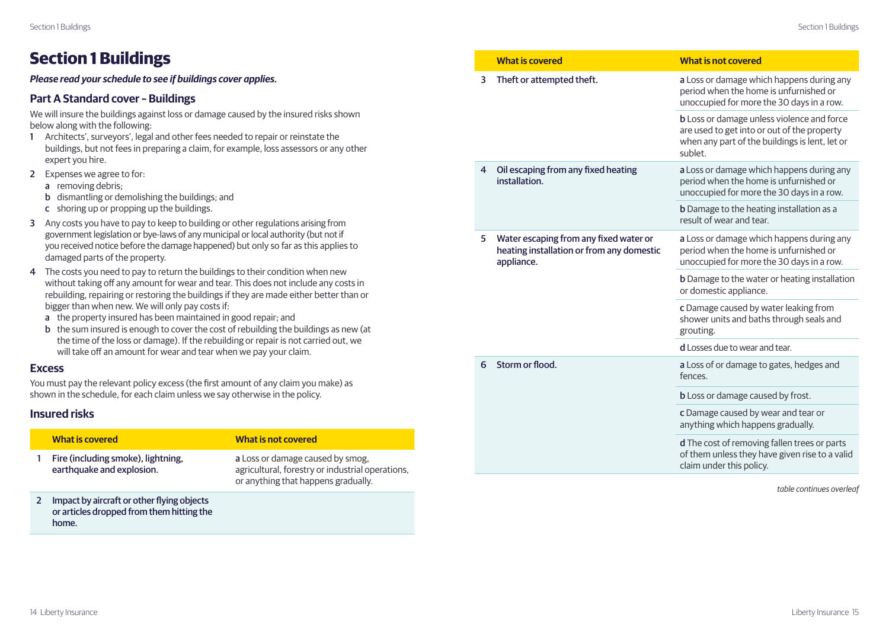# Section 1 Buildings

***Please read your schedule to see if buildings cover applies.***

## Part A Standard cover – Buildings

We will insure the buildings against loss or damage caused by the insured risks shown below along with the following:

1. Architects', surveyors', legal and other fees needed to repair or reinstate the buildings, but not fees in preparing a claim, for example, loss assessors or any other expert you hire.
2. Expenses we agree to for:
   - **a** removing debris;
   - **b** dismantling or demolishing the buildings; and
   - **c** shoring up or propping up the buildings.
3. Any costs you have to pay to keep to building or other regulations arising from government legislation or bye-laws of any municipal or local authority (but not if you received notice before the damage happened) but only so far as this applies to damaged parts of the property.
4. The costs you need to pay to return the buildings to their condition when new without taking off any amount for wear and tear. This does not include any costs in rebuilding, repairing or restoring the buildings if they are made either better than or bigger than when new. We will only pay costs if:
   - **a** the property insured has been maintained in good repair; and
   - **b** the sum insured is enough to cover the cost of rebuilding the buildings as new (at the time of the loss or damage). If the rebuilding or repair is not carried out, we will take off an amount for wear and tear when we pay your claim.

### Excess

You must pay the relevant policy excess (the first amount of any claim you make) as shown in the schedule, for each claim unless we say otherwise in the policy.

### Insured risks

| | What is covered | What is not covered |
|---|---|---|
| 1 | Fire (including smoke), lightning, earthquake and explosion. | **a** Loss or damage caused by smog, agricultural, forestry or industrial operations, or anything that happens gradually. |
| 2 | Impact by aircraft or other flying objects or articles dropped from them hitting the home. | |
| 3 | Theft or attempted theft. | **a** Loss or damage which happens during any period when the home is unfurnished or unoccupied for more the 30 days in a row. |
| | | **b** Loss or damage unless violence and force are used to get into or out of the property when any part of the buildings is lent, let or sublet. |
| 4 | Oil escaping from any fixed heating installation. | **a** Loss or damage which happens during any period when the home is unfurnished or unoccupied for more the 30 days in a row. |
| | | **b** Damage to the heating installation as a result of wear and tear. |
| 5 | Water escaping from any fixed water or heating installation or from any domestic appliance. | **a** Loss or damage which happens during any period when the home is unfurnished or unoccupied for more the 30 days in a row. |
| | | **b** Damage to the water or heating installation or domestic appliance. |
| | | **c** Damage caused by water leaking from shower units and baths through seals and grouting. |
| | | **d** Losses due to wear and tear. |
| 6 | Storm or flood. | **a** Loss of or damage to gates, hedges and fences. |
| | | **b** Loss or damage caused by frost. |
| | | **c** Damage caused by wear and tear or anything which happens gradually. |
| | | **d** The cost of removing fallen trees or parts of them unless they have given rise to a valid claim under this policy. |

*table continues overleaf*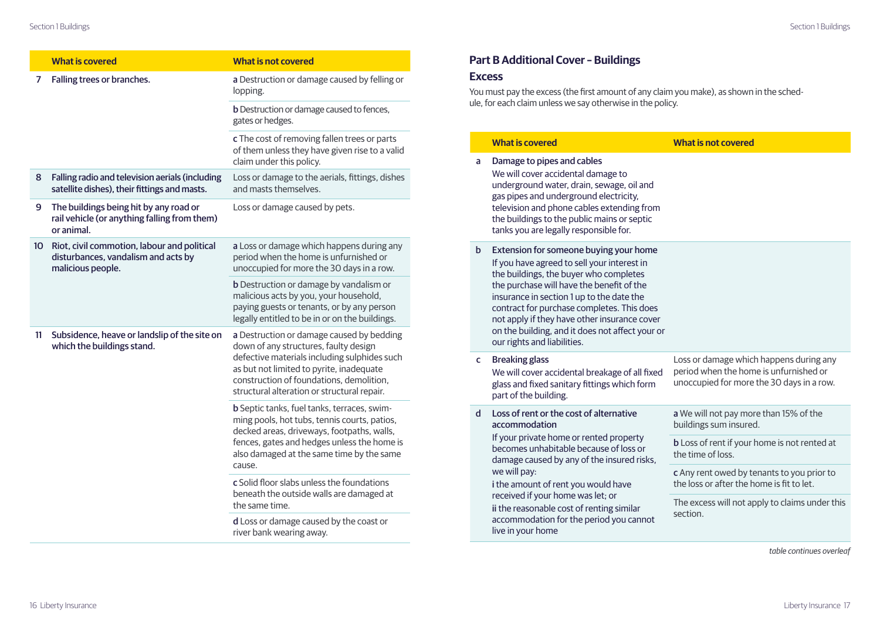| | What is covered | What is not covered |
|---|---|---|
| 7 | **Falling trees or branches.** | **a** Destruction or damage caused by felling or lopping. |
| | | **b** Destruction or damage caused to fences, gates or hedges. |
| | | **c** The cost of removing fallen trees or parts of them unless they have given rise to a valid claim under this policy. |
| 8 | **Falling radio and television aerials (including satellite dishes), their fittings and masts.** | Loss or damage to the aerials, fittings, dishes and masts themselves. |
| 9 | **The buildings being hit by any road or rail vehicle (or anything falling from them) or animal.** | Loss or damage caused by pets. |
| 10 | **Riot, civil commotion, labour and political disturbances, vandalism and acts by malicious people.** | **a** Loss or damage which happens during any period when the home is unfurnished or unoccupied for more the 30 days in a row. |
| | | **b** Destruction or damage by vandalism or malicious acts by you, your household, paying guests or tenants, or by any person legally entitled to be in or on the buildings. |
| 11 | **Subsidence, heave or landslip of the site on which the buildings stand.** | **a** Destruction or damage caused by bedding down of any structures, faulty design defective materials including sulphides such as but not limited to pyrite, inadequate construction of foundations, demolition, structural alteration or structural repair. |
| | | **b** Septic tanks, fuel tanks, terraces, swimming pools, hot tubs, tennis courts, patios, decked areas, driveways, footpaths, walls, fences, gates and hedges unless the home is also damaged at the same time by the same cause. |
| | | **c** Solid floor slabs unless the foundations beneath the outside walls are damaged at the same time. |
| | | **d** Loss or damage caused by the coast or river bank wearing away. |

## Part B Additional Cover – Buildings

### Excess

You must pay the excess (the first amount of any claim you make), as shown in the schedule, for each claim unless we say otherwise in the policy.

| | What is covered | What is not covered |
|---|---|---|
| a | **Damage to pipes and cables**<br>We will cover accidental damage to underground water, drain, sewage, oil and gas pipes and underground electricity, television and phone cables extending from the buildings to the public mains or septic tanks you are legally responsible for. | |
| b | **Extension for someone buying your home**<br>If you have agreed to sell your interest in the buildings, the buyer who completes the purchase will have the benefit of the insurance in section 1 up to the date the contract for purchase completes. This does not apply if they have other insurance cover on the building, and it does not affect your or our rights and liabilities. | |
| c | **Breaking glass**<br>We will cover accidental breakage of all fixed glass and fixed sanitary fittings which form part of the building. | Loss or damage which happens during any period when the home is unfurnished or unoccupied for more the 30 days in a row. |
| d | **Loss of rent or the cost of alternative accommodation**<br>If your private home or rented property becomes unhabitable because of loss or damage caused by any of the insured risks, we will pay:<br>i the amount of rent you would have received if your home was let; or<br>ii the reasonable cost of renting similar accommodation for the period you cannot live in your home | **a** We will not pay more than 15% of the buildings sum insured. |
| | | **b** Loss of rent if your home is not rented at the time of loss. |
| | | **c** Any rent owed by tenants to you prior to the loss or after the home is fit to let. |
| | | The excess will not apply to claims under this section. |

*table continues overleaf*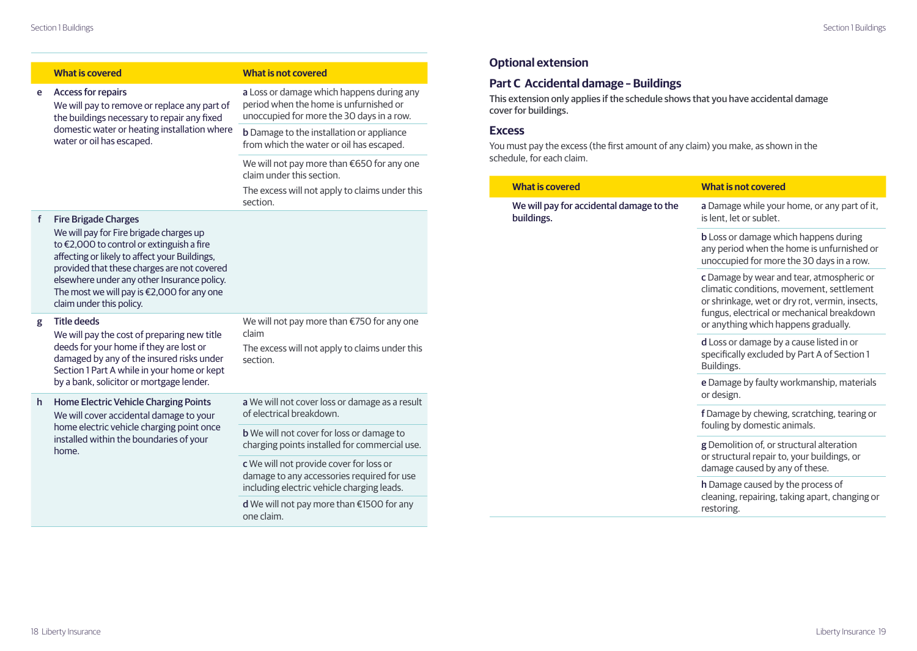| | What is covered | What is not covered |
|---|---|---|
| e | **Access for repairs**<br>We will pay to remove or replace any part of the buildings necessary to repair any fixed domestic water or heating installation where water or oil has escaped. | **a** Loss or damage which happens during any period when the home is unfurnished or unoccupied for more the 30 days in a row.<br>**b** Damage to the installation or appliance from which the water or oil has escaped.<br>We will not pay more than €650 for any one claim under this section.<br>The excess will not apply to claims under this section. |
| f | **Fire Brigade Charges**<br>We will pay for Fire brigade charges up to €2,000 to control or extinguish a fire affecting or likely to affect your Buildings, provided that these charges are not covered elsewhere under any other Insurance policy. The most we will pay is €2,000 for any one claim under this policy. | |
| g | **Title deeds**<br>We will pay the cost of preparing new title deeds for your home if they are lost or damaged by any of the insured risks under Section 1 Part A while in your home or kept by a bank, solicitor or mortgage lender. | We will not pay more than €750 for any one claim<br>The excess will not apply to claims under this section. |
| h | **Home Electric Vehicle Charging Points**<br>We will cover accidental damage to your home electric vehicle charging point once installed within the boundaries of your home. | **a** We will not cover loss or damage as a result of electrical breakdown.<br>**b** We will not cover for loss or damage to charging points installed for commercial use.<br>**c** We will not provide cover for loss or damage to any accessories required for use including electric vehicle charging leads.<br>**d** We will not pay more than €1500 for any one claim. |

## Optional extension

## Part C Accidental damage – Buildings

**This extension only applies if the schedule shows that you have accidental damage cover for buildings.**

### Excess

You must pay the excess (the first amount of any claim) you make, as shown in the schedule, for each claim.

| What is covered | What is not covered |
|---|---|
| **We will pay for accidental damage to the buildings.** | **a** Damage while your home, or any part of it, is lent, let or sublet.<br>**b** Loss or damage which happens during any period when the home is unfurnished or unoccupied for more the 30 days in a row.<br>**c** Damage by wear and tear, atmospheric or climatic conditions, movement, settlement or shrinkage, wet or dry rot, vermin, insects, fungus, electrical or mechanical breakdown or anything which happens gradually.<br>**d** Loss or damage by a cause listed in or specifically excluded by Part A of Section 1 Buildings.<br>**e** Damage by faulty workmanship, materials or design.<br>**f** Damage by chewing, scratching, tearing or fouling by domestic animals.<br>**g** Demolition of, or structural alteration or structural repair to, your buildings, or damage caused by any of these.<br>**h** Damage caused by the process of cleaning, repairing, taking apart, changing or restoring. |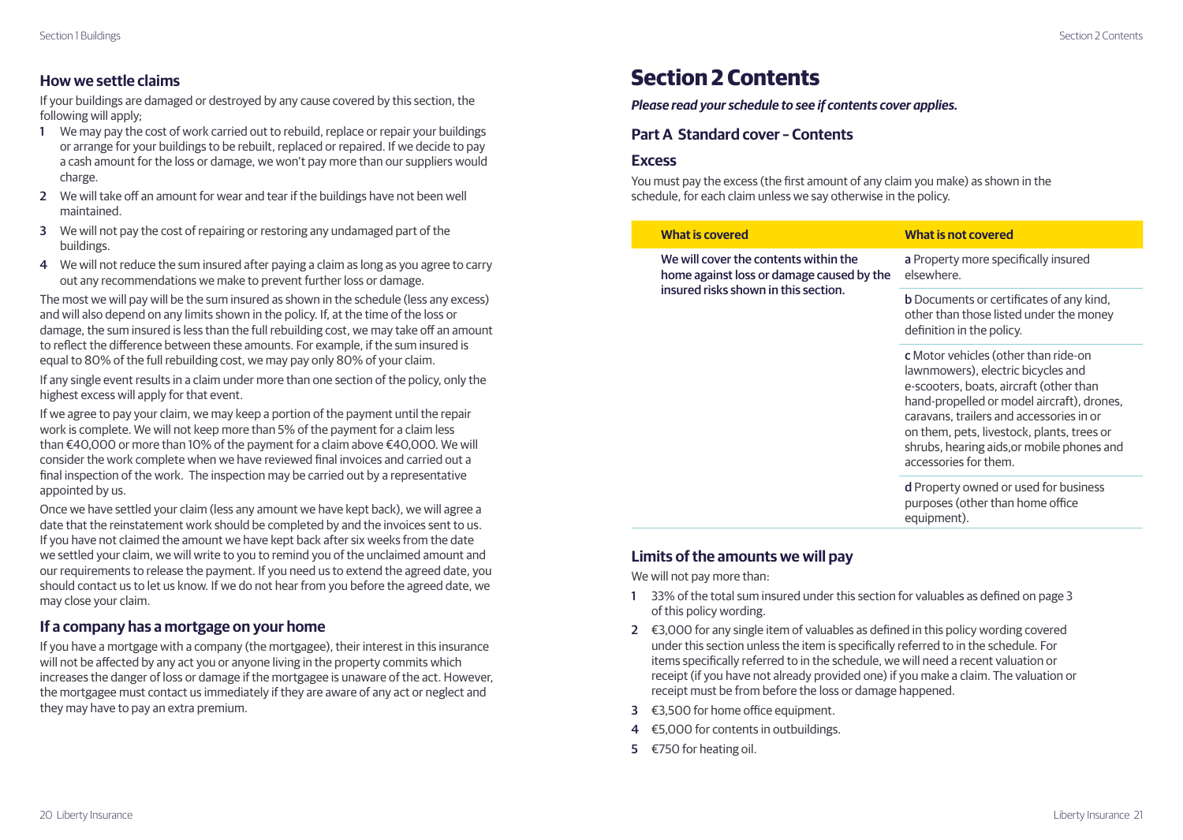## How we settle claims

If your buildings are damaged or destroyed by any cause covered by this section, the following will apply;

1. We may pay the cost of work carried out to rebuild, replace or repair your buildings or arrange for your buildings to be rebuilt, replaced or repaired. If we decide to pay a cash amount for the loss or damage, we won't pay more than our suppliers would charge.
2. We will take off an amount for wear and tear if the buildings have not been well maintained.
3. We will not pay the cost of repairing or restoring any undamaged part of the buildings.
4. We will not reduce the sum insured after paying a claim as long as you agree to carry out any recommendations we make to prevent further loss or damage.

The most we will pay will be the sum insured as shown in the schedule (less any excess) and will also depend on any limits shown in the policy. If, at the time of the loss or damage, the sum insured is less than the full rebuilding cost, we may take off an amount to reflect the difference between these amounts. For example, if the sum insured is equal to 80% of the full rebuilding cost, we may pay only 80% of your claim.

If any single event results in a claim under more than one section of the policy, only the highest excess will apply for that event.

If we agree to pay your claim, we may keep a portion of the payment until the repair work is complete. We will not keep more than 5% of the payment for a claim less than €40,000 or more than 10% of the payment for a claim above €40,000. We will consider the work complete when we have reviewed final invoices and carried out a final inspection of the work. The inspection may be carried out by a representative appointed by us.

Once we have settled your claim (less any amount we have kept back), we will agree a date that the reinstatement work should be completed by and the invoices sent to us. If you have not claimed the amount we have kept back after six weeks from the date we settled your claim, we will write to you to remind you of the unclaimed amount and our requirements to release the payment. If you need us to extend the agreed date, you should contact us to let us know. If we do not hear from you before the agreed date, we may close your claim.

## If a company has a mortgage on your home

If you have a mortgage with a company (the mortgagee), their interest in this insurance will not be affected by any act you or anyone living in the property commits which increases the danger of loss or damage if the mortgagee is unaware of the act. However, the mortgagee must contact us immediately if they are aware of any act or neglect and they may have to pay an extra premium.

# Section 2 Contents

***Please read your schedule to see if contents cover applies.***

## Part A Standard cover – Contents

### Excess

You must pay the excess (the first amount of any claim you make) as shown in the schedule, for each claim unless we say otherwise in the policy.

| What is covered | What is not covered |
|---|---|
| **We will cover the contents within the home against loss or damage caused by the insured risks shown in this section.** | **a** Property more specifically insured elsewhere. |
| | **b** Documents or certificates of any kind, other than those listed under the money definition in the policy. |
| | **c** Motor vehicles (other than ride-on lawnmowers), electric bicycles and e-scooters, boats, aircraft (other than hand-propelled or model aircraft), drones, caravans, trailers and accessories in or on them, pets, livestock, plants, trees or shrubs, hearing aids,or mobile phones and accessories for them. |
| | **d** Property owned or used for business purposes (other than home office equipment). |

### Limits of the amounts we will pay

We will not pay more than:

1. 33% of the total sum insured under this section for valuables as defined on page 3 of this policy wording.
2. €3,000 for any single item of valuables as defined in this policy wording covered under this section unless the item is specifically referred to in the schedule. For items specifically referred to in the schedule, we will need a recent valuation or receipt (if you have not already provided one) if you make a claim. The valuation or receipt must be from before the loss or damage happened.
3. €3,500 for home office equipment.
4. €5,000 for contents in outbuildings.
5. €750 for heating oil.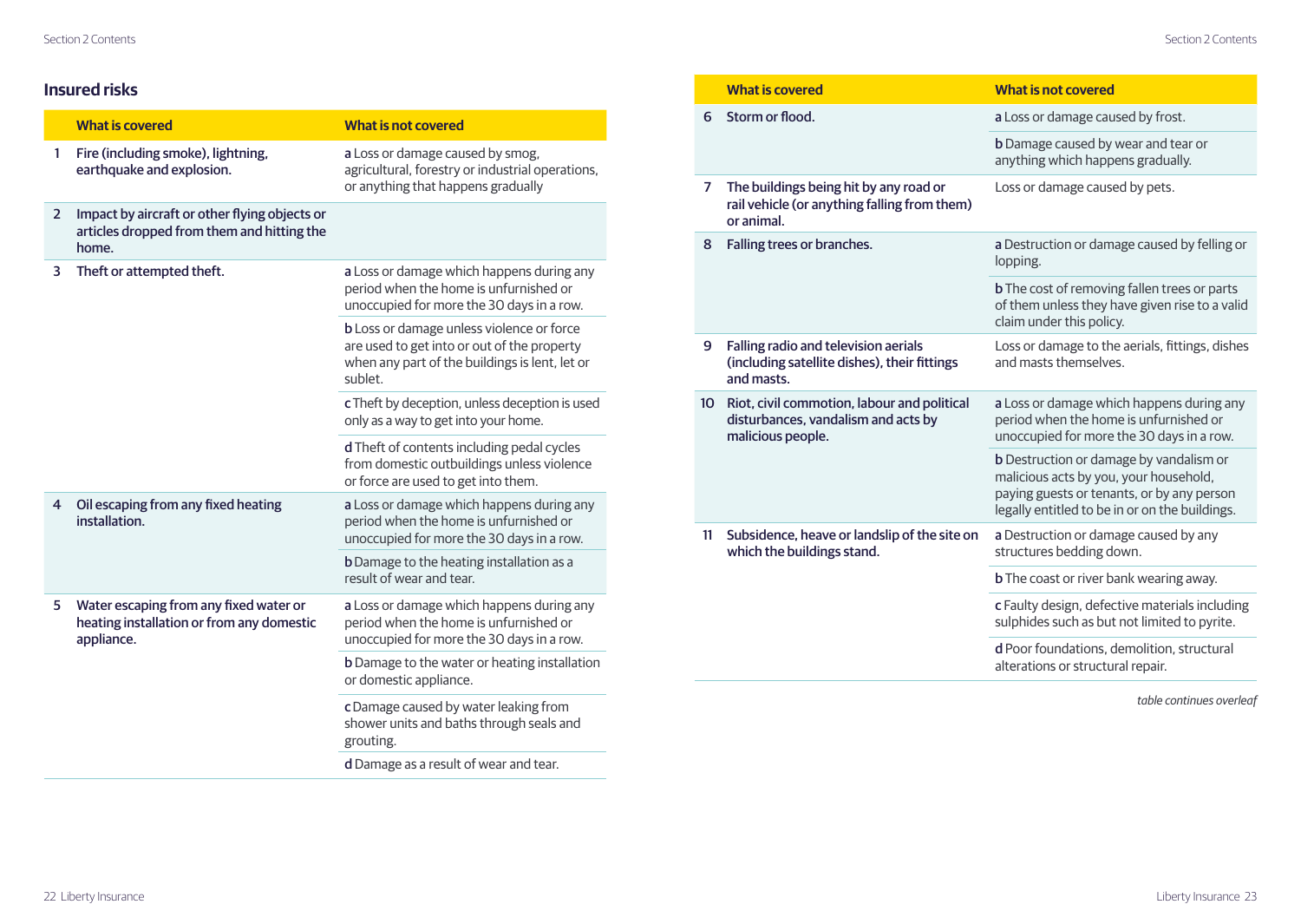## Insured risks

| | What is covered | What is not covered |
|---|---|---|
| 1 | **Fire (including smoke), lightning, earthquake and explosion.** | **a** Loss or damage caused by smog, agricultural, forestry or industrial operations, or anything that happens gradually |
| 2 | **Impact by aircraft or other flying objects or articles dropped from them and hitting the home.** | |
| 3 | **Theft or attempted theft.** | **a** Loss or damage which happens during any period when the home is unfurnished or unoccupied for more the 30 days in a row. |
| | | **b** Loss or damage unless violence or force are used to get into or out of the property when any part of the buildings is lent, let or sublet. |
| | | **c** Theft by deception, unless deception is used only as a way to get into your home. |
| | | **d** Theft of contents including pedal cycles from domestic outbuildings unless violence or force are used to get into them. |
| 4 | **Oil escaping from any fixed heating installation.** | **a** Loss or damage which happens during any period when the home is unfurnished or unoccupied for more the 30 days in a row. |
| | | **b** Damage to the heating installation as a result of wear and tear. |
| 5 | **Water escaping from any fixed water or heating installation or from any domestic appliance.** | **a** Loss or damage which happens during any period when the home is unfurnished or unoccupied for more the 30 days in a row. |
| | | **b** Damage to the water or heating installation or domestic appliance. |
| | | **c** Damage caused by water leaking from shower units and baths through seals and grouting. |
| | | **d** Damage as a result of wear and tear. |
| 6 | **Storm or flood.** | **a** Loss or damage caused by frost. |
| | | **b** Damage caused by wear and tear or anything which happens gradually. |
| 7 | **The buildings being hit by any road or rail vehicle (or anything falling from them) or animal.** | Loss or damage caused by pets. |
| 8 | **Falling trees or branches.** | **a** Destruction or damage caused by felling or lopping. |
| | | **b** The cost of removing fallen trees or parts of them unless they have given rise to a valid claim under this policy. |
| 9 | **Falling radio and television aerials (including satellite dishes), their fittings and masts.** | Loss or damage to the aerials, fittings, dishes and masts themselves. |
| 10 | **Riot, civil commotion, labour and political disturbances, vandalism and acts by malicious people.** | **a** Loss or damage which happens during any period when the home is unfurnished or unoccupied for more the 30 days in a row. |
| | | **b** Destruction or damage by vandalism or malicious acts by you, your household, paying guests or tenants, or by any person legally entitled to be in or on the buildings. |
| 11 | **Subsidence, heave or landslip of the site on which the buildings stand.** | **a** Destruction or damage caused by any structures bedding down. |
| | | **b** The coast or river bank wearing away. |
| | | **c** Faulty design, defective materials including sulphides such as but not limited to pyrite. |
| | | **d** Poor foundations, demolition, structural alterations or structural repair. |

*table continues overleaf*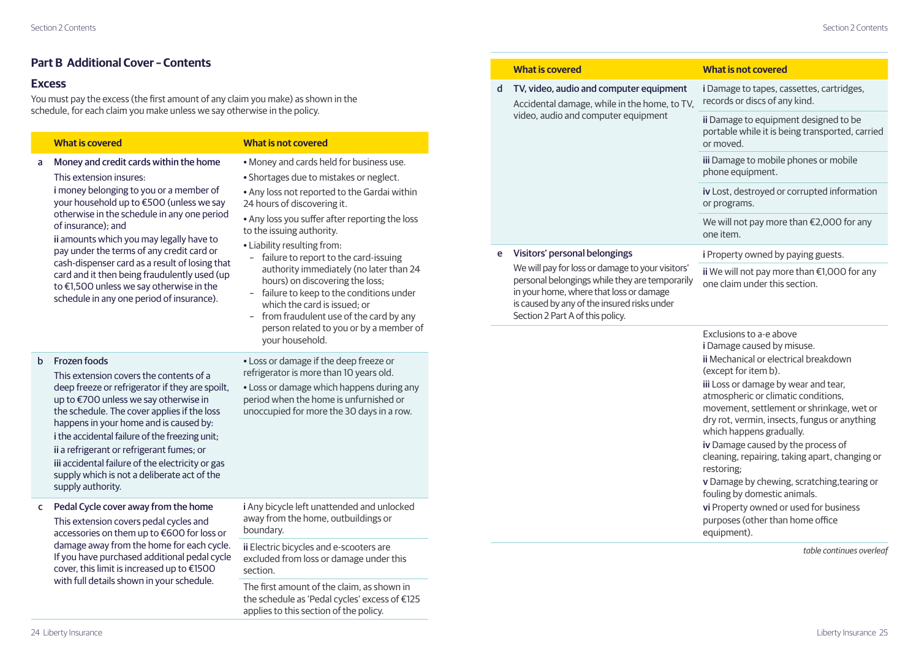## Part B Additional Cover – Contents

### Excess

You must pay the excess (the first amount of any claim you make) as shown in the schedule, for each claim you make unless we say otherwise in the policy.

| | What is covered | What is not covered |
|---|---|---|
| a | **Money and credit cards within the home**<br>This extension insures:<br>**i** money belonging to you or a member of your household up to €500 (unless we say otherwise in the schedule in any one period of insurance); and<br>**ii** amounts which you may legally have to pay under the terms of any credit card or cash-dispenser card as a result of losing that card and it then being fraudulently used (up to €1,500 unless we say otherwise in the schedule in any one period of insurance). | • Money and cards held for business use.<br>• Shortages due to mistakes or neglect.<br>• Any loss not reported to the Gardai within 24 hours of discovering it.<br>• Any loss you suffer after reporting the loss to the issuing authority.<br>• Liability resulting from:<br>– failure to report to the card-issuing authority immediately (no later than 24 hours) on discovering the loss;<br>– failure to keep to the conditions under which the card is issued; or<br>– from fraudulent use of the card by any person related to you or by a member of your household. |
| b | **Frozen foods**<br>This extension covers the contents of a deep freeze or refrigerator if they are spoilt, up to €700 unless we say otherwise in the schedule. The cover applies if the loss happens in your home and is caused by:<br>**i** the accidental failure of the freezing unit;<br>**ii** a refrigerant or refrigerant fumes; or<br>**iii** accidental failure of the electricity or gas supply which is not a deliberate act of the supply authority. | • Loss or damage if the deep freeze or refrigerator is more than 10 years old.<br>• Loss or damage which happens during any period when the home is unfurnished or unoccupied for more the 30 days in a row. |
| c | **Pedal Cycle cover away from the home**<br>This extension covers pedal cycles and accessories on them up to €600 for loss or damage away from the home for each cycle. If you have purchased additional pedal cycle cover, this limit is increased up to €1500 with full details shown in your schedule. | **i** Any bicycle left unattended and unlocked away from the home, outbuildings or boundary.<br>**ii** Electric bicycles and e-scooters are excluded from loss or damage under this section.<br>The first amount of the claim, as shown in the schedule as 'Pedal cycles' excess of €125 applies to this section of the policy. |
| d | **TV, video, audio and computer equipment**<br>Accidental damage, while in the home, to TV, video, audio and computer equipment | **i** Damage to tapes, cassettes, cartridges, records or discs of any kind.<br>**ii** Damage to equipment designed to be portable while it is being transported, carried or moved.<br>**iii** Damage to mobile phones or mobile phone equipment.<br>**iv** Lost, destroyed or corrupted information or programs.<br>We will not pay more than €2,000 for any one item. |
| e | **Visitors' personal belongings**<br>We will pay for loss or damage to your visitors' personal belongings while they are temporarily in your home, where that loss or damage is caused by any of the insured risks under Section 2 Part A of this policy. | **i** Property owned by paying guests.<br>**ii** We will not pay more than €1,000 for any one claim under this section. |
| | | Exclusions to a-e above<br>**i** Damage caused by misuse.<br>**ii** Mechanical or electrical breakdown (except for item b).<br>**iii** Loss or damage by wear and tear, atmospheric or climatic conditions, movement, settlement or shrinkage, wet or dry rot, vermin, insects, fungus or anything which happens gradually.<br>**iv** Damage caused by the process of cleaning, repairing, taking apart, changing or restoring;<br>**v** Damage by chewing, scratching,tearing or fouling by domestic animals.<br>**vi** Property owned or used for business purposes (other than home office equipment). |

*table continues overleaf*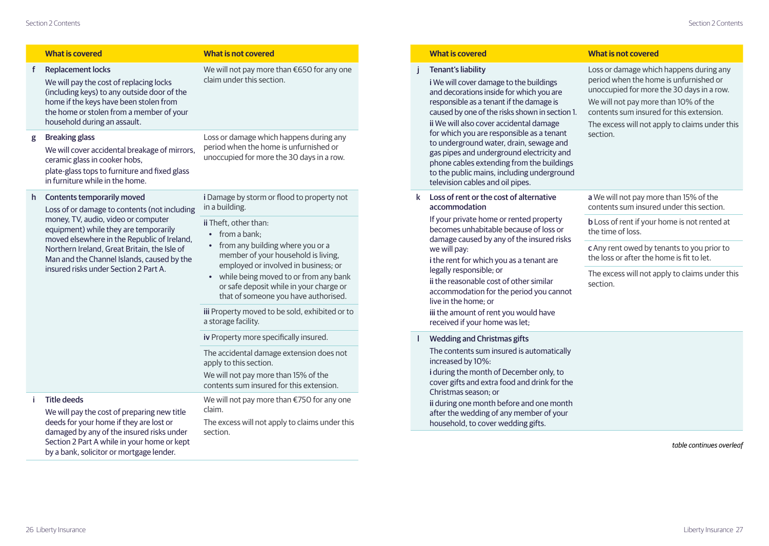| | What is covered | What is not covered |
|---|---|---|
| f | **Replacement locks**<br>We will pay the cost of replacing locks (including keys) to any outside door of the home if the keys have been stolen from the home or stolen from a member of your household during an assault. | We will not pay more than €650 for any one claim under this section. |
| g | **Breaking glass**<br>We will cover accidental breakage of mirrors, ceramic glass in cooker hobs, plate-glass tops to furniture and fixed glass in furniture while in the home. | Loss or damage which happens during any period when the home is unfurnished or unoccupied for more the 30 days in a row. |
| h | **Contents temporarily moved**<br>Loss of or damage to contents (not including money, TV, audio, video or computer equipment) while they are temporarily moved elsewhere in the Republic of Ireland, Northern Ireland, Great Britain, the Isle of Man and the Channel Islands, caused by the insured risks under Section 2 Part A. | **i** Damage by storm or flood to property not in a building.<br>**ii** Theft, other than:<br>• from a bank;<br>• from any building where you or a member of your household is living, employed or involved in business; or<br>• while being moved to or from any bank or safe deposit while in your charge or that of someone you have authorised.<br>**iii** Property moved to be sold, exhibited or to a storage facility.<br>**iv** Property more specifically insured.<br>The accidental damage extension does not apply to this section.<br>We will not pay more than 15% of the contents sum insured for this extension. |
| i | **Title deeds**<br>We will pay the cost of preparing new title deeds for your home if they are lost or damaged by any of the insured risks under Section 2 Part A while in your home or kept by a bank, solicitor or mortgage lender. | We will not pay more than €750 for any one claim.<br>The excess will not apply to claims under this section. |
| j | **Tenant's liability**<br>**i** We will cover damage to the buildings and decorations inside for which you are responsible as a tenant if the damage is caused by one of the risks shown in section 1.<br>**ii** We will also cover accidental damage for which you are responsible as a tenant to underground water, drain, sewage and gas pipes and underground electricity and phone cables extending from the buildings to the public mains, including underground television cables and oil pipes. | Loss or damage which happens during any period when the home is unfurnished or unoccupied for more the 30 days in a row.<br>We will not pay more than 10% of the contents sum insured for this extension.<br>The excess will not apply to claims under this section. |
| k | **Loss of rent or the cost of alternative accommodation**<br>If your private home or rented property becomes unhabitable because of loss or damage caused by any of the insured risks we will pay:<br>**i** the rent for which you as a tenant are legally responsible; or<br>**ii** the reasonable cost of other similar accommodation for the period you cannot live in the home; or<br>**iii** the amount of rent you would have received if your home was let; | **a** We will not pay more than 15% of the contents sum insured under this section.<br>**b** Loss of rent if your home is not rented at the time of loss.<br>**c** Any rent owed by tenants to you prior to the loss or after the home is fit to let.<br>The excess will not apply to claims under this section. |
| l | **Wedding and Christmas gifts**<br>The contents sum insured is automatically increased by 10%:<br>**i** during the month of December only, to cover gifts and extra food and drink for the Christmas season; or<br>**ii** during one month before and one month after the wedding of any member of your household, to cover wedding gifts. | |

*table continues overleaf*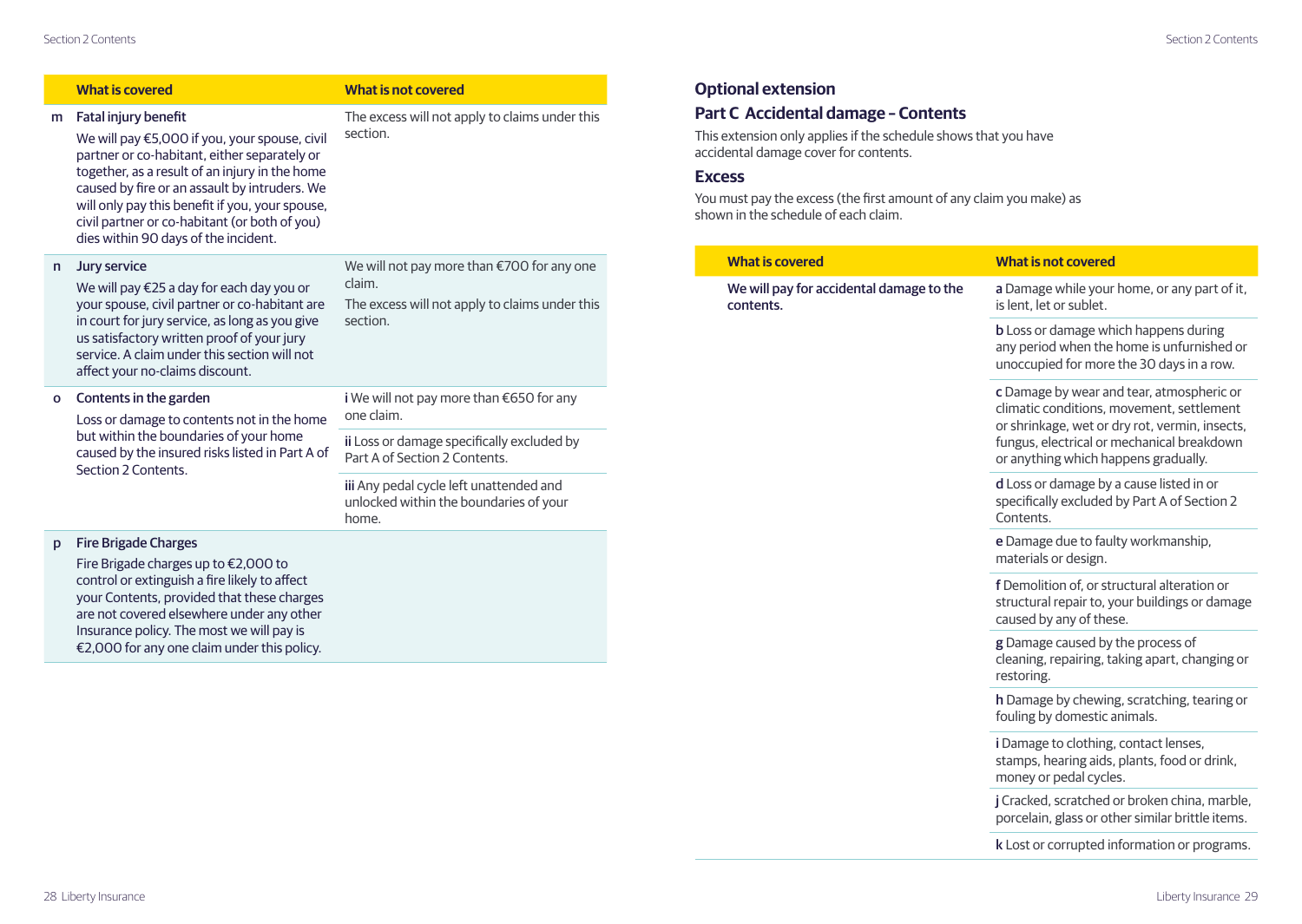| | What is covered | What is not covered |
|---|---|---|
| m | **Fatal injury benefit**<br>We will pay €5,000 if you, your spouse, civil partner or co-habitant, either separately or together, as a result of an injury in the home caused by fire or an assault by intruders. We will only pay this benefit if you, your spouse, civil partner or co-habitant (or both of you) dies within 90 days of the incident. | The excess will not apply to claims under this section. |
| n | **Jury service**<br>We will pay €25 a day for each day you or your spouse, civil partner or co-habitant are in court for jury service, as long as you give us satisfactory written proof of your jury service. A claim under this section will not affect your no-claims discount. | We will not pay more than €700 for any one claim.<br>The excess will not apply to claims under this section. |
| o | **Contents in the garden**<br>Loss or damage to contents not in the home but within the boundaries of your home caused by the insured risks listed in Part A of Section 2 Contents. | **i** We will not pay more than €650 for any one claim.<br>**ii** Loss or damage specifically excluded by Part A of Section 2 Contents.<br>**iii** Any pedal cycle left unattended and unlocked within the boundaries of your home. |
| p | **Fire Brigade Charges**<br>Fire Brigade charges up to €2,000 to control or extinguish a fire likely to affect your Contents, provided that these charges are not covered elsewhere under any other Insurance policy. The most we will pay is €2,000 for any one claim under this policy. | |

## Optional extension

## Part C Accidental damage – Contents

This extension only applies if the schedule shows that you have accidental damage cover for contents.

### Excess

You must pay the excess (the first amount of any claim you make) as shown in the schedule of each claim.

| What is covered | What is not covered |
|---|---|
| **We will pay for accidental damage to the contents.** | **a** Damage while your home, or any part of it, is lent, let or sublet.<br>**b** Loss or damage which happens during any period when the home is unfurnished or unoccupied for more the 30 days in a row.<br>**c** Damage by wear and tear, atmospheric or climatic conditions, movement, settlement or shrinkage, wet or dry rot, vermin, insects, fungus, electrical or mechanical breakdown or anything which happens gradually.<br>**d** Loss or damage by a cause listed in or specifically excluded by Part A of Section 2 Contents.<br>**e** Damage due to faulty workmanship, materials or design.<br>**f** Demolition of, or structural alteration or structural repair to, your buildings or damage caused by any of these.<br>**g** Damage caused by the process of cleaning, repairing, taking apart, changing or restoring.<br>**h** Damage by chewing, scratching, tearing or fouling by domestic animals.<br>**i** Damage to clothing, contact lenses, stamps, hearing aids, plants, food or drink, money or pedal cycles.<br>**j** Cracked, scratched or broken china, marble, porcelain, glass or other similar brittle items.<br>**k** Lost or corrupted information or programs. |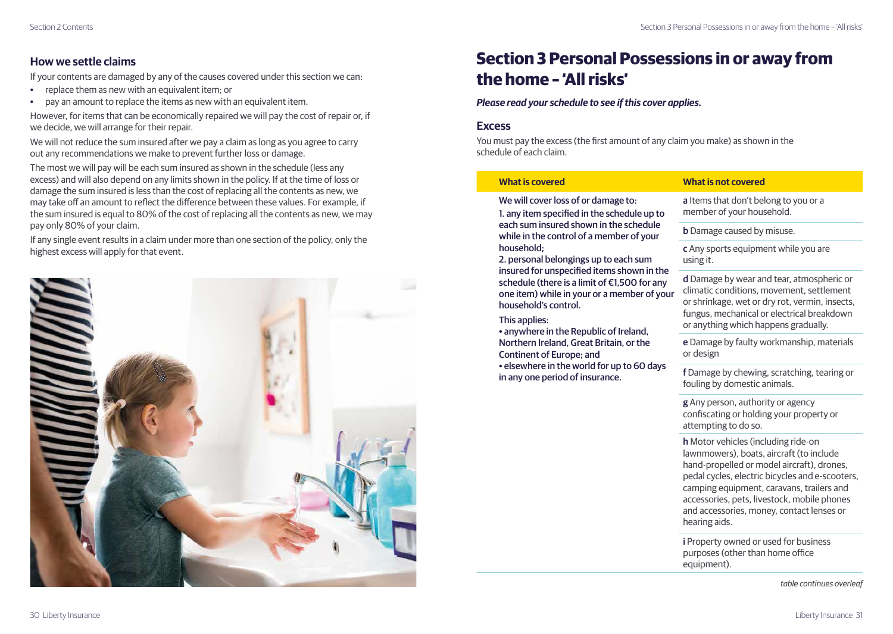## How we settle claims

If your contents are damaged by any of the causes covered under this section we can:

- replace them as new with an equivalent item; or
- pay an amount to replace the items as new with an equivalent item.

However, for items that can be economically repaired we will pay the cost of repair or, if we decide, we will arrange for their repair.

We will not reduce the sum insured after we pay a claim as long as you agree to carry out any recommendations we make to prevent further loss or damage.

The most we will pay will be each sum insured as shown in the schedule (less any excess) and will also depend on any limits shown in the policy. If at the time of loss or damage the sum insured is less than the cost of replacing all the contents as new, we may take off an amount to reflect the difference between these values. For example, if the sum insured is equal to 80% of the cost of replacing all the contents as new, we may pay only 80% of your claim.

If any single event results in a claim under more than one section of the policy, only the highest excess will apply for that event.

# Section 3 Personal Possessions in or away from the home – 'All risks'

***Please read your schedule to see if this cover applies.***

### Excess

You must pay the excess (the first amount of any claim you make) as shown in the schedule of each claim.

| What is covered | What is not covered |
|---|---|
| **We will cover loss of or damage to:**<br>**1. any item specified in the schedule up to each sum insured shown in the schedule while in the control of a member of your household;**<br>**2. personal belongings up to each sum insured for unspecified items shown in the schedule (there is a limit of €1,500 for any one item) while in your or a member of your household's control.**<br><br>**This applies:**<br>**• anywhere in the Republic of Ireland, Northern Ireland, Great Britain, or the Continent of Europe; and**<br>**• elsewhere in the world for up to 60 days in any one period of insurance.** | **a** Items that don't belong to you or a member of your household. |
| | **b** Damage caused by misuse. |
| | **c** Any sports equipment while you are using it. |
| | **d** Damage by wear and tear, atmospheric or climatic conditions, movement, settlement or shrinkage, wet or dry rot, vermin, insects, fungus, mechanical or electrical breakdown or anything which happens gradually. |
| | **e** Damage by faulty workmanship, materials or design |
| | **f** Damage by chewing, scratching, tearing or fouling by domestic animals. |
| | **g** Any person, authority or agency confiscating or holding your property or attempting to do so. |
| | **h** Motor vehicles (including ride-on lawnmowers), boats, aircraft (to include hand-propelled or model aircraft), drones, pedal cycles, electric bicycles and e-scooters, camping equipment, caravans, trailers and accessories, pets, livestock, mobile phones and accessories, money, contact lenses or hearing aids. |
| | **i** Property owned or used for business purposes (other than home office equipment). |

*table continues overleaf*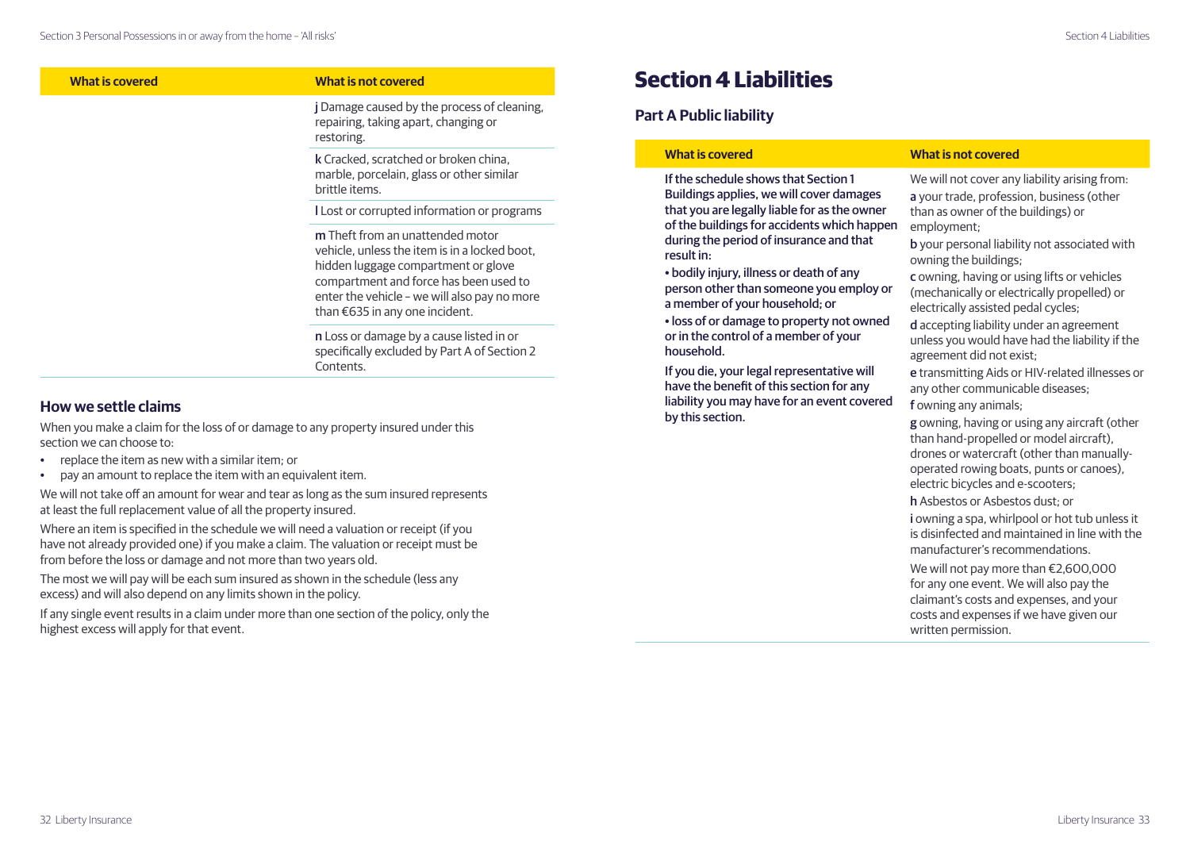| What is covered | What is not covered |
| --- | --- |
| | **j** Damage caused by the process of cleaning, repairing, taking apart, changing or restoring. |
| | **k** Cracked, scratched or broken china, marble, porcelain, glass or other similar brittle items. |
| | **l** Lost or corrupted information or programs |
| | **m** Theft from an unattended motor vehicle, unless the item is in a locked boot, hidden luggage compartment or glove compartment and force has been used to enter the vehicle – we will also pay no more than €635 in any one incident. |
| | **n** Loss or damage by a cause listed in or specifically excluded by Part A of Section 2 Contents. |

### How we settle claims

When you make a claim for the loss of or damage to any property insured under this section we can choose to:

- replace the item as new with a similar item; or
- pay an amount to replace the item with an equivalent item.

We will not take off an amount for wear and tear as long as the sum insured represents at least the full replacement value of all the property insured.

Where an item is specified in the schedule we will need a valuation or receipt (if you have not already provided one) if you make a claim. The valuation or receipt must be from before the loss or damage and not more than two years old.

The most we will pay will be each sum insured as shown in the schedule (less any excess) and will also depend on any limits shown in the policy.

If any single event results in a claim under more than one section of the policy, only the highest excess will apply for that event.

# Section 4 Liabilities

## Part A Public liability

| What is covered | What is not covered |
| --- | --- |
| **If the schedule shows that Section 1 Buildings applies, we will cover damages that you are legally liable for as the owner of the buildings for accidents which happen during the period of insurance and that result in:**<br>**• bodily injury, illness or death of any person other than someone you employ or a member of your household; or**<br>**• loss of or damage to property not owned or in the control of a member of your household.**<br>**If you die, your legal representative will have the benefit of this section for any liability you may have for an event covered by this section.** | We will not cover any liability arising from:<br>**a** your trade, profession, business (other than as owner of the buildings) or employment;<br>**b** your personal liability not associated with owning the buildings;<br>**c** owning, having or using lifts or vehicles (mechanically or electrically propelled) or electrically assisted pedal cycles;<br>**d** accepting liability under an agreement unless you would have had the liability if the agreement did not exist;<br>**e** transmitting Aids or HIV-related illnesses or any other communicable diseases;<br>**f** owning any animals;<br>**g** owning, having or using any aircraft (other than hand-propelled or model aircraft), drones or watercraft (other than manually-operated rowing boats, punts or canoes), electric bicycles and e-scooters;<br>**h** Asbestos or Asbestos dust; or<br>**i** owning a spa, whirlpool or hot tub unless it is disinfected and maintained in line with the manufacturer's recommendations.<br>We will not pay more than €2,600,000 for any one event. We will also pay the claimant's costs and expenses, and your costs and expenses if we have given our written permission. |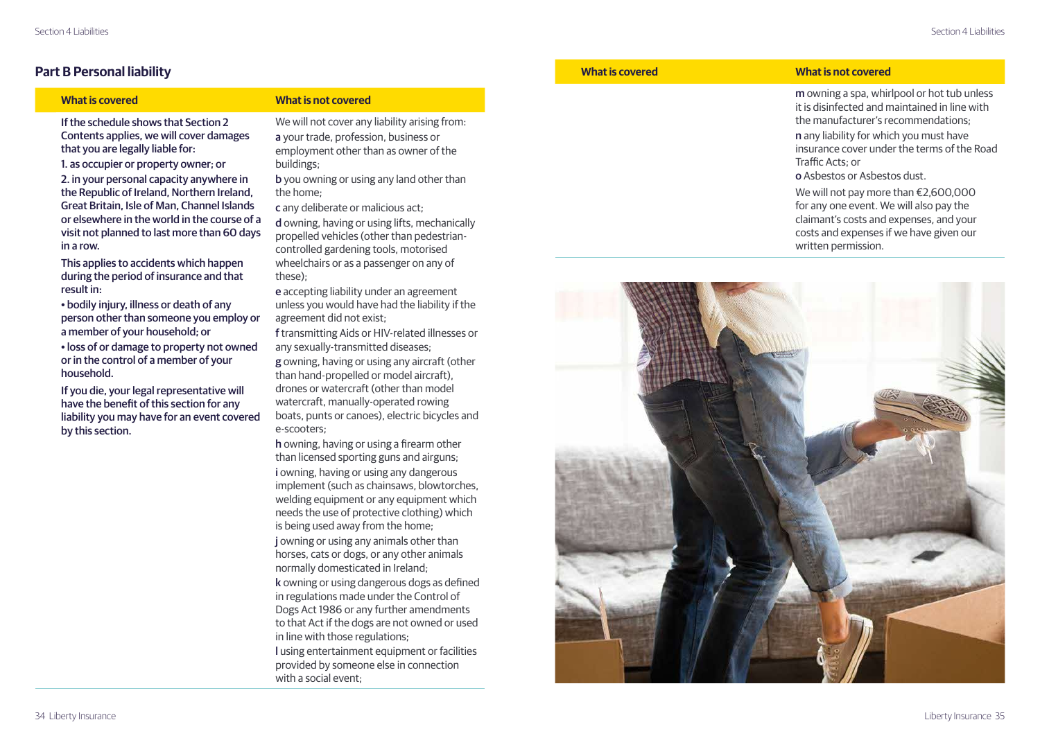## Part B Personal liability

| What is covered | What is not covered |
|---|---|
| If the schedule shows that Section 2 Contents applies, we will cover damages that you are legally liable for:<br>1. as occupier or property owner; or<br>2. in your personal capacity anywhere in the Republic of Ireland, Northern Ireland, Great Britain, Isle of Man, Channel Islands or elsewhere in the world in the course of a visit not planned to last more than 60 days in a row.<br>This applies to accidents which happen during the period of insurance and that result in:<br>• bodily injury, illness or death of any person other than someone you employ or a member of your household; or<br>• loss of or damage to property not owned or in the control of a member of your household.<br>If you die, your legal representative will have the benefit of this section for any liability you may have for an event covered by this section. | We will not cover any liability arising from:<br>**a** your trade, profession, business or employment other than as owner of the buildings;<br>**b** you owning or using any land other than the home;<br>**c** any deliberate or malicious act;<br>**d** owning, having or using lifts, mechanically propelled vehicles (other than pedestrian-controlled gardening tools, motorised wheelchairs or as a passenger on any of these);<br>**e** accepting liability under an agreement unless you would have had the liability if the agreement did not exist;<br>**f** transmitting Aids or HIV-related illnesses or any sexually-transmitted diseases;<br>**g** owning, having or using any aircraft (other than hand-propelled or model aircraft), drones or watercraft (other than model watercraft, manually-operated rowing boats, punts or canoes), electric bicycles and e-scooters;<br>**h** owning, having or using a firearm other than licensed sporting guns and airguns;<br>**i** owning, having or using any dangerous implement (such as chainsaws, blowtorches, welding equipment or any equipment which needs the use of protective clothing) which is being used away from the home;<br>**j** owning or using any animals other than horses, cats or dogs, or any other animals normally domesticated in Ireland;<br>**k** owning or using dangerous dogs as defined in regulations made under the Control of Dogs Act 1986 or any further amendments to that Act if the dogs are not owned or used in line with those regulations;<br>**l** using entertainment equipment or facilities provided by someone else in connection with a social event;<br>**m** owning a spa, whirlpool or hot tub unless it is disinfected and maintained in line with the manufacturer's recommendations;<br>**n** any liability for which you must have insurance cover under the terms of the Road Traffic Acts; or<br>**o** Asbestos or Asbestos dust.<br>We will not pay more than €2,600,000 for any one event. We will also pay the claimant's costs and expenses, and your costs and expenses if we have given our written permission. |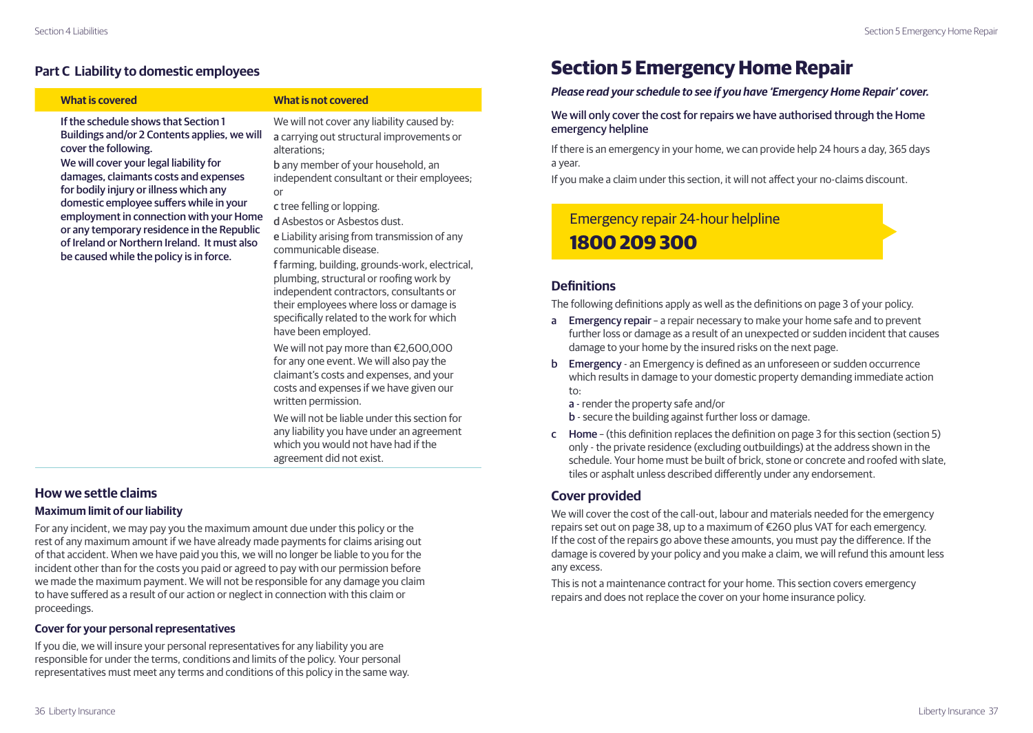## Part C Liability to domestic employees

| What is covered | What is not covered |
|---|---|
| **If the schedule shows that Section 1 Buildings and/or 2 Contents applies, we will cover the following.**<br>**We will cover your legal liability for damages, claimants costs and expenses for bodily injury or illness which any domestic employee suffers while in your employment in connection with your Home or any temporary residence in the Republic of Ireland or Northern Ireland. It must also be caused while the policy is in force.** | We will not cover any liability caused by:<br>**a** carrying out structural improvements or alterations;<br>**b** any member of your household, an independent consultant or their employees; or<br>**c** tree felling or lopping.<br>**d** Asbestos or Asbestos dust.<br>**e** Liability arising from transmission of any communicable disease.<br>**f** farming, building, grounds-work, electrical, plumbing, structural or roofing work by independent contractors, consultants or their employees where loss or damage is specifically related to the work for which have been employed.<br>We will not pay more than €2,600,000 for any one event. We will also pay the claimant's costs and expenses, and your costs and expenses if we have given our written permission.<br>We will not be liable under this section for any liability you have under an agreement which you would not have had if the agreement did not exist. |

## How we settle claims

### Maximum limit of our liability

For any incident, we may pay you the maximum amount due under this policy or the rest of any maximum amount if we have already made payments for claims arising out of that accident. When we have paid you this, we will no longer be liable to you for the incident other than for the costs you paid or agreed to pay with our permission before we made the maximum payment. We will not be responsible for any damage you claim to have suffered as a result of our action or neglect in connection with this claim or proceedings.

### Cover for your personal representatives

If you die, we will insure your personal representatives for any liability you are responsible for under the terms, conditions and limits of the policy. Your personal representatives must meet any terms and conditions of this policy in the same way.

# Section 5 Emergency Home Repair

***Please read your schedule to see if you have 'Emergency Home Repair' cover.***

**We will only cover the cost for repairs we have authorised through the Home emergency helpline**

If there is an emergency in your home, we can provide help 24 hours a day, 365 days a year.

If you make a claim under this section, it will not affect your no-claims discount.

Emergency repair 24-hour helpline
**1800 209 300**

## Definitions

The following definitions apply as well as the definitions on page 3 of your policy.

- **a** **Emergency repair** – a repair necessary to make your home safe and to prevent further loss or damage as a result of an unexpected or sudden incident that causes damage to your home by the insured risks on the next page.
- **b** **Emergency** - an Emergency is defined as an unforeseen or sudden occurrence which results in damage to your domestic property demanding immediate action to:
  - **a** - render the property safe and/or
  - **b** - secure the building against further loss or damage.
- **c** **Home** – (this definition replaces the definition on page 3 for this section (section 5) only - the private residence (excluding outbuildings) at the address shown in the schedule. Your home must be built of brick, stone or concrete and roofed with slate, tiles or asphalt unless described differently under any endorsement.

## Cover provided

We will cover the cost of the call-out, labour and materials needed for the emergency repairs set out on page 38, up to a maximum of €260 plus VAT for each emergency. If the cost of the repairs go above these amounts, you must pay the difference. If the damage is covered by your policy and you make a claim, we will refund this amount less any excess.

This is not a maintenance contract for your home. This section covers emergency repairs and does not replace the cover on your home insurance policy.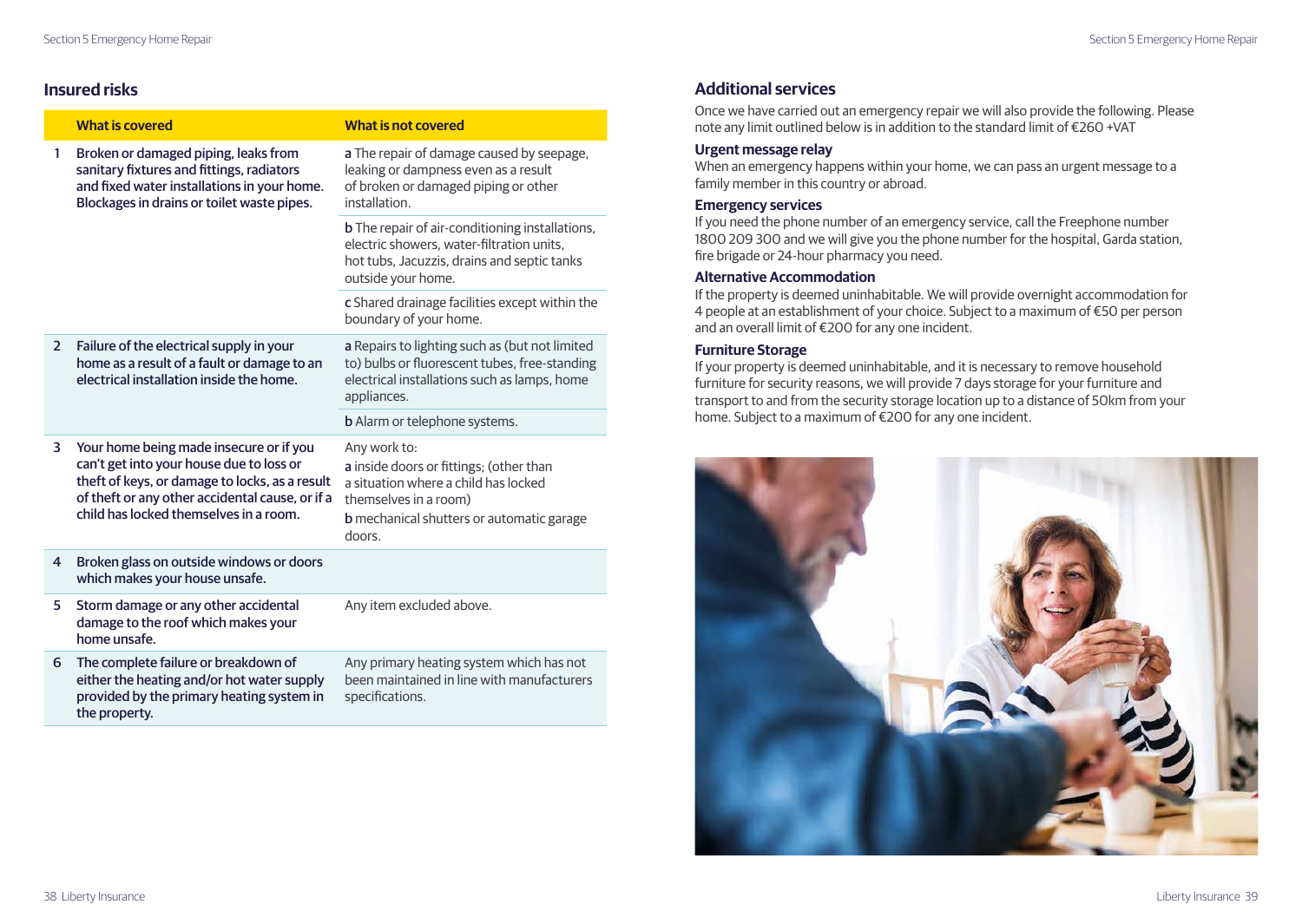## Insured risks

| | What is covered | What is not covered |
|---|---|---|
| 1 | Broken or damaged piping, leaks from sanitary fixtures and fittings, radiators and fixed water installations in your home. Blockages in drains or toilet waste pipes. | **a** The repair of damage caused by seepage, leaking or dampness even as a result of broken or damaged piping or other installation. |
| | | **b** The repair of air-conditioning installations, electric showers, water-filtration units, hot tubs, Jacuzzis, drains and septic tanks outside your home. |
| | | **c** Shared drainage facilities except within the boundary of your home. |
| 2 | Failure of the electrical supply in your home as a result of a fault or damage to an electrical installation inside the home. | **a** Repairs to lighting such as (but not limited to) bulbs or fluorescent tubes, free-standing electrical installations such as lamps, home appliances. |
| | | **b** Alarm or telephone systems. |
| 3 | Your home being made insecure or if you can't get into your house due to loss or theft of keys, or damage to locks, as a result of theft or any other accidental cause, or if a child has locked themselves in a room. | Any work to:<br>**a** inside doors or fittings; (other than a situation where a child has locked themselves in a room)<br>**b** mechanical shutters or automatic garage doors. |
| 4 | Broken glass on outside windows or doors which makes your house unsafe. | |
| 5 | Storm damage or any other accidental damage to the roof which makes your home unsafe. | Any item excluded above. |
| 6 | The complete failure or breakdown of either the heating and/or hot water supply provided by the primary heating system in the property. | Any primary heating system which has not been maintained in line with manufacturers specifications. |

## Additional services

Once we have carried out an emergency repair we will also provide the following. Please note any limit outlined below is in addition to the standard limit of €260 +VAT

### Urgent message relay

When an emergency happens within your home, we can pass an urgent message to a family member in this country or abroad.

### Emergency services

If you need the phone number of an emergency service, call the Freephone number 1800 209 300 and we will give you the phone number for the hospital, Garda station, fire brigade or 24-hour pharmacy you need.

### Alternative Accommodation

If the property is deemed uninhabitable. We will provide overnight accommodation for 4 people at an establishment of your choice. Subject to a maximum of €50 per person and an overall limit of €200 for any one incident.

### Furniture Storage

If your property is deemed uninhabitable, and it is necessary to remove household furniture for security reasons, we will provide 7 days storage for your furniture and transport to and from the security storage location up to a distance of 50km from your home. Subject to a maximum of €200 for any one incident.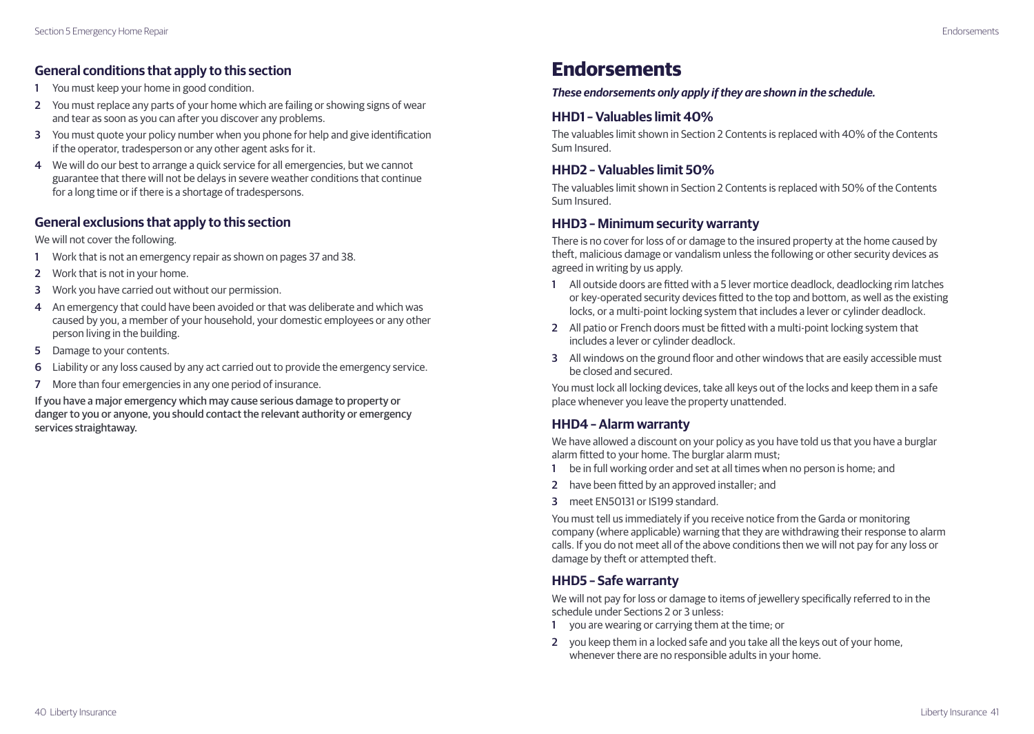### General conditions that apply to this section

1. You must keep your home in good condition.
2. You must replace any parts of your home which are failing or showing signs of wear and tear as soon as you can after you discover any problems.
3. You must quote your policy number when you phone for help and give identification if the operator, tradesperson or any other agent asks for it.
4. We will do our best to arrange a quick service for all emergencies, but we cannot guarantee that there will not be delays in severe weather conditions that continue for a long time or if there is a shortage of tradespersons.

### General exclusions that apply to this section

We will not cover the following.

1. Work that is not an emergency repair as shown on pages 37 and 38.
2. Work that is not in your home.
3. Work you have carried out without our permission.
4. An emergency that could have been avoided or that was deliberate and which was caused by you, a member of your household, your domestic employees or any other person living in the building.
5. Damage to your contents.
6. Liability or any loss caused by any act carried out to provide the emergency service.
7. More than four emergencies in any one period of insurance.

If you have a major emergency which may cause serious damage to property or danger to you or anyone, you should contact the relevant authority or emergency services straightaway.

# Endorsements

***These endorsements only apply if they are shown in the schedule.***

### HHD1 – Valuables limit 40%

The valuables limit shown in Section 2 Contents is replaced with 40% of the Contents Sum Insured.

### HHD2 – Valuables limit 50%

The valuables limit shown in Section 2 Contents is replaced with 50% of the Contents Sum Insured.

### HHD3 – Minimum security warranty

There is no cover for loss of or damage to the insured property at the home caused by theft, malicious damage or vandalism unless the following or other security devices as agreed in writing by us apply.

1. All outside doors are fitted with a 5 lever mortice deadlock, deadlocking rim latches or key-operated security devices fitted to the top and bottom, as well as the existing locks, or a multi-point locking system that includes a lever or cylinder deadlock.
2. All patio or French doors must be fitted with a multi-point locking system that includes a lever or cylinder deadlock.
3. All windows on the ground floor and other windows that are easily accessible must be closed and secured.

You must lock all locking devices, take all keys out of the locks and keep them in a safe place whenever you leave the property unattended.

### HHD4 – Alarm warranty

We have allowed a discount on your policy as you have told us that you have a burglar alarm fitted to your home. The burglar alarm must;

1. be in full working order and set at all times when no person is home; and
2. have been fitted by an approved installer; and
3. meet EN50131 or IS199 standard.

You must tell us immediately if you receive notice from the Garda or monitoring company (where applicable) warning that they are withdrawing their response to alarm calls. If you do not meet all of the above conditions then we will not pay for any loss or damage by theft or attempted theft.

### HHD5 – Safe warranty

We will not pay for loss or damage to items of jewellery specifically referred to in the schedule under Sections 2 or 3 unless:

1. you are wearing or carrying them at the time; or
2. you keep them in a locked safe and you take all the keys out of your home, whenever there are no responsible adults in your home.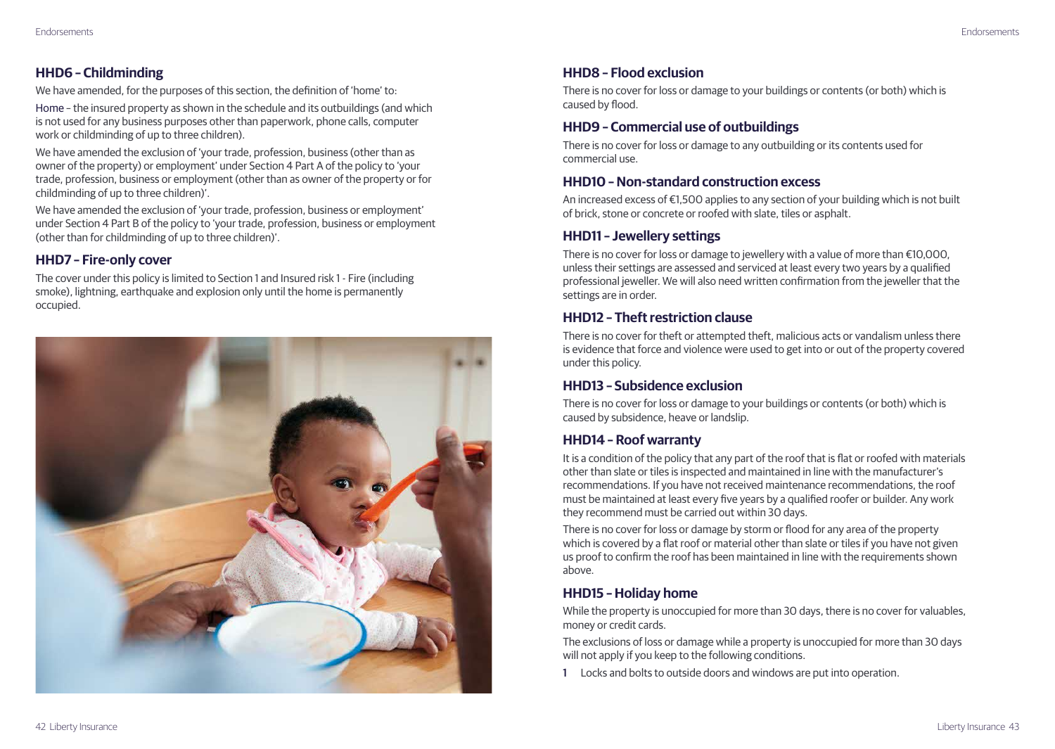## HHD6 – Childminding

We have amended, for the purposes of this section, the definition of 'home' to:

Home – the insured property as shown in the schedule and its outbuildings (and which is not used for any business purposes other than paperwork, phone calls, computer work or childminding of up to three children).

We have amended the exclusion of 'your trade, profession, business (other than as owner of the property) or employment' under Section 4 Part A of the policy to 'your trade, profession, business or employment (other than as owner of the property or for childminding of up to three children)'.

We have amended the exclusion of 'your trade, profession, business or employment' under Section 4 Part B of the policy to 'your trade, profession, business or employment (other than for childminding of up to three children)'.

## HHD7 – Fire-only cover

The cover under this policy is limited to Section 1 and Insured risk 1 - Fire (including smoke), lightning, earthquake and explosion only until the home is permanently occupied.

## HHD8 – Flood exclusion

There is no cover for loss or damage to your buildings or contents (or both) which is caused by flood.

## HHD9 – Commercial use of outbuildings

There is no cover for loss or damage to any outbuilding or its contents used for commercial use.

## HHD10 – Non-standard construction excess

An increased excess of €1,500 applies to any section of your building which is not built of brick, stone or concrete or roofed with slate, tiles or asphalt.

## HHD11 – Jewellery settings

There is no cover for loss or damage to jewellery with a value of more than €10,000, unless their settings are assessed and serviced at least every two years by a qualified professional jeweller. We will also need written confirmation from the jeweller that the settings are in order.

## HHD12 – Theft restriction clause

There is no cover for theft or attempted theft, malicious acts or vandalism unless there is evidence that force and violence were used to get into or out of the property covered under this policy.

## HHD13 – Subsidence exclusion

There is no cover for loss or damage to your buildings or contents (or both) which is caused by subsidence, heave or landslip.

## HHD14 – Roof warranty

It is a condition of the policy that any part of the roof that is flat or roofed with materials other than slate or tiles is inspected and maintained in line with the manufacturer's recommendations. If you have not received maintenance recommendations, the roof must be maintained at least every five years by a qualified roofer or builder. Any work they recommend must be carried out within 30 days.

There is no cover for loss or damage by storm or flood for any area of the property which is covered by a flat roof or material other than slate or tiles if you have not given us proof to confirm the roof has been maintained in line with the requirements shown above.

## HHD15 – Holiday home

While the property is unoccupied for more than 30 days, there is no cover for valuables, money or credit cards.

The exclusions of loss or damage while a property is unoccupied for more than 30 days will not apply if you keep to the following conditions.

1. Locks and bolts to outside doors and windows are put into operation.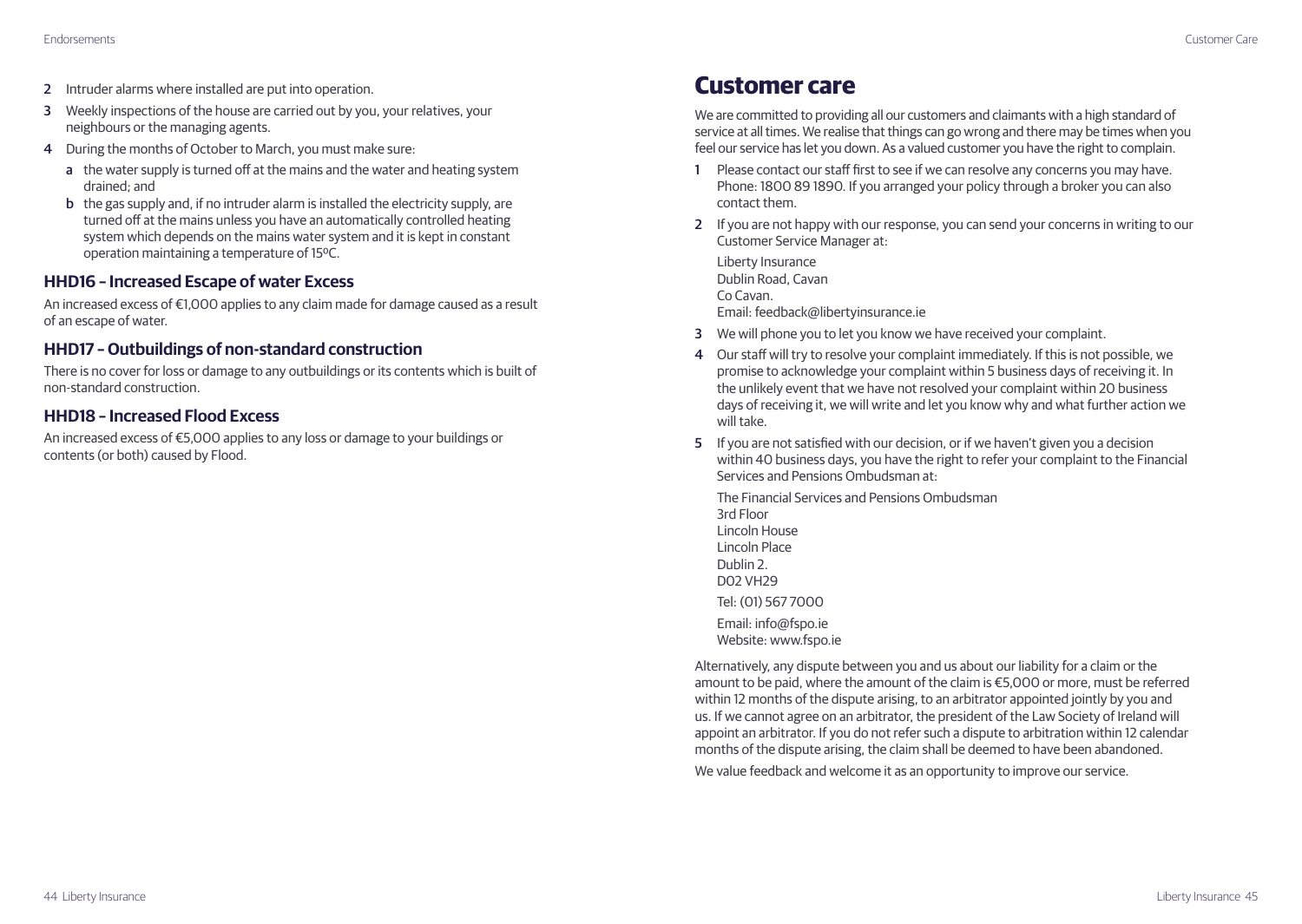2. Intruder alarms where installed are put into operation.
3. Weekly inspections of the house are carried out by you, your relatives, your neighbours or the managing agents.
4. During the months of October to March, you must make sure:
   a. the water supply is turned off at the mains and the water and heating system drained; and
   b. the gas supply and, if no intruder alarm is installed the electricity supply, are turned off at the mains unless you have an automatically controlled heating system which depends on the mains water system and it is kept in constant operation maintaining a temperature of 15ºC.

### HHD16 – Increased Escape of water Excess

An increased excess of €1,000 applies to any claim made for damage caused as a result of an escape of water.

### HHD17 – Outbuildings of non-standard construction

There is no cover for loss or damage to any outbuildings or its contents which is built of non-standard construction.

### HHD18 – Increased Flood Excess

An increased excess of €5,000 applies to any loss or damage to your buildings or contents (or both) caused by Flood.

# Customer care

We are committed to providing all our customers and claimants with a high standard of service at all times. We realise that things can go wrong and there may be times when you feel our service has let you down. As a valued customer you have the right to complain.

1. Please contact our staff first to see if we can resolve any concerns you may have. Phone: 1800 89 1890. If you arranged your policy through a broker you can also contact them.
2. If you are not happy with our response, you can send your concerns in writing to our Customer Service Manager at:

   Liberty Insurance
   Dublin Road, Cavan
   Co Cavan.
   Email: feedback@libertyinsurance.ie
3. We will phone you to let you know we have received your complaint.
4. Our staff will try to resolve your complaint immediately. If this is not possible, we promise to acknowledge your complaint within 5 business days of receiving it. In the unlikely event that we have not resolved your complaint within 20 business days of receiving it, we will write and let you know why and what further action we will take.
5. If you are not satisfied with our decision, or if we haven't given you a decision within 40 business days, you have the right to refer your complaint to the Financial Services and Pensions Ombudsman at:

   The Financial Services and Pensions Ombudsman
   3rd Floor
   Lincoln House
   Lincoln Place
   Dublin 2.
   D02 VH29

   Tel: (01) 567 7000

   Email: info@fspo.ie
   Website: www.fspo.ie

Alternatively, any dispute between you and us about our liability for a claim or the amount to be paid, where the amount of the claim is €5,000 or more, must be referred within 12 months of the dispute arising, to an arbitrator appointed jointly by you and us. If we cannot agree on an arbitrator, the president of the Law Society of Ireland will appoint an arbitrator. If you do not refer such a dispute to arbitration within 12 calendar months of the dispute arising, the claim shall be deemed to have been abandoned.

We value feedback and welcome it as an opportunity to improve our service.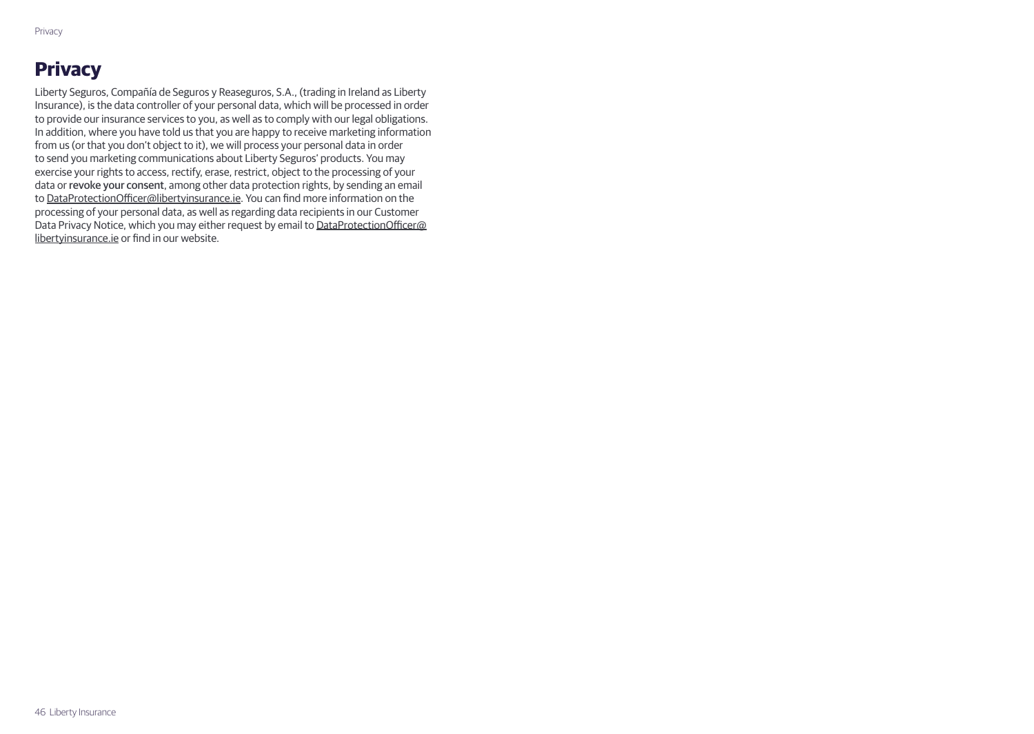# Privacy

Liberty Seguros, Compañía de Seguros y Reaseguros, S.A., (trading in Ireland as Liberty Insurance), is the data controller of your personal data, which will be processed in order to provide our insurance services to you, as well as to comply with our legal obligations. In addition, where you have told us that you are happy to receive marketing information from us (or that you don't object to it), we will process your personal data in order to send you marketing communications about Liberty Seguros' products. You may exercise your rights to access, rectify, erase, restrict, object to the processing of your data or revoke your consent, among other data protection rights, by sending an email to DataProtectionOfficer@libertyinsurance.ie. You can find more information on the processing of your personal data, as well as regarding data recipients in our Customer Data Privacy Notice, which you may either request by email to DataProtectionOfficer@libertyinsurance.ie or find in our website.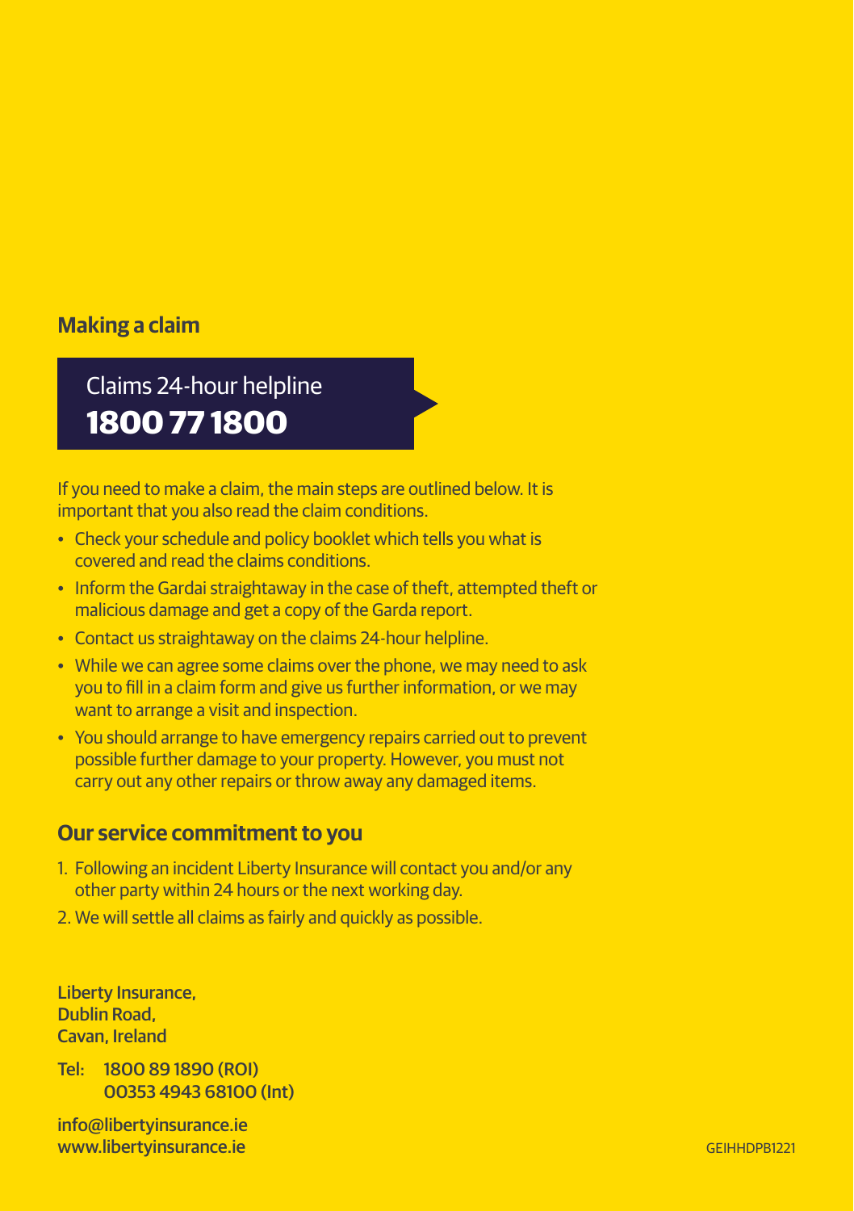## Making a claim

**Claims 24-hour helpline**
**1800 77 1800**

If you need to make a claim, the main steps are outlined below. It is important that you also read the claim conditions.

- Check your schedule and policy booklet which tells you what is covered and read the claims conditions.
- Inform the Gardai straightaway in the case of theft, attempted theft or malicious damage and get a copy of the Garda report.
- Contact us straightaway on the claims 24-hour helpline.
- While we can agree some claims over the phone, we may need to ask you to fill in a claim form and give us further information, or we may want to arrange a visit and inspection.
- You should arrange to have emergency repairs carried out to prevent possible further damage to your property. However, you must not carry out any other repairs or throw away any damaged items.

## Our service commitment to you

1. Following an incident Liberty Insurance will contact you and/or any other party within 24 hours or the next working day.
2. We will settle all claims as fairly and quickly as possible.

Liberty Insurance,
Dublin Road,
Cavan, Ireland

Tel: 1800 89 1890 (ROI)
00353 4943 68100 (Int)

info@libertyinsurance.ie
www.libertyinsurance.ie

GEIHHDPB1221